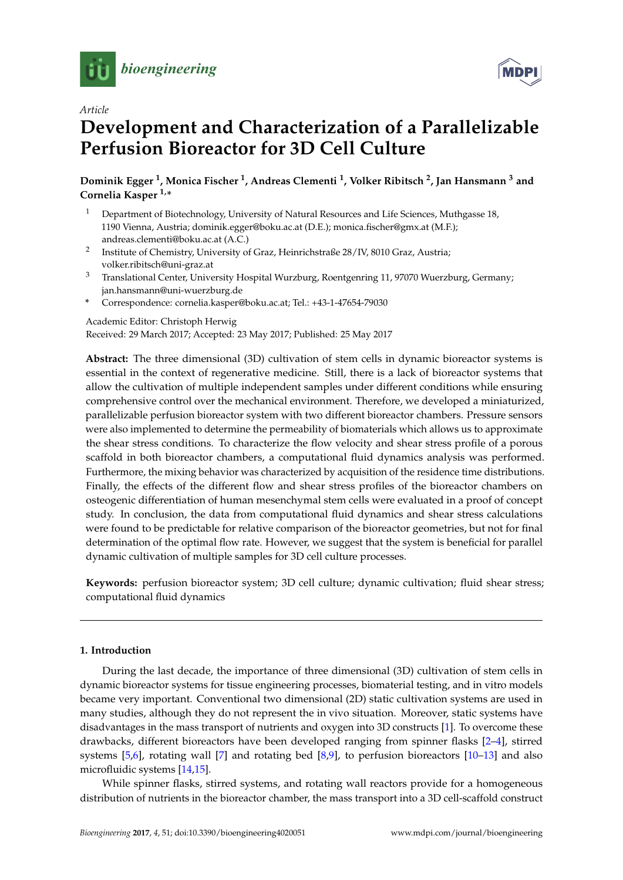*Article*

# Development and Characterization of a Parallelizable Perfusion Bioreactor for 3D Cell Culture

**Dominik Egger [1], Monica Fischer [1], Andreas Clementi [1], Volker Ribitsch [2], Jan Hansmann [3] and Cornelia Kasper [1,*]**

1. Department of Biotechnology, University of Natural Resources and Life Sciences, Muthgasse 18, 1190 Vienna, Austria; dominik.egger@boku.ac.at (D.E.); monica.fischer@gmx.at (M.F.); andreas.clementi@boku.ac.at (A.C.)
2. Institute of Chemistry, University of Graz, Heinrichstraße 28/IV, 8010 Graz, Austria; volker.ribitsch@uni-graz.at
3. Translational Center, University Hospital Wurzburg, Roentgenring 11, 97070 Wuerzburg, Germany; jan.hansmann@uni-wuerzburg.de

\* Correspondence: cornelia.kasper@boku.ac.at; Tel.: +43-1-47654-79030

Academic Editor: Christoph Herwig
Received: 29 March 2017; Accepted: 23 May 2017; Published: 25 May 2017

**Abstract:** The three dimensional (3D) cultivation of stem cells in dynamic bioreactor systems is essential in the context of regenerative medicine. Still, there is a lack of bioreactor systems that allow the cultivation of multiple independent samples under different conditions while ensuring comprehensive control over the mechanical environment. Therefore, we developed a miniaturized, parallelizable perfusion bioreactor system with two different bioreactor chambers. Pressure sensors were also implemented to determine the permeability of biomaterials which allows us to approximate the shear stress conditions. To characterize the flow velocity and shear stress profile of a porous scaffold in both bioreactor chambers, a computational fluid dynamics analysis was performed. Furthermore, the mixing behavior was characterized by acquisition of the residence time distributions. Finally, the effects of the different flow and shear stress profiles of the bioreactor chambers on osteogenic differentiation of human mesenchymal stem cells were evaluated in a proof of concept study. In conclusion, the data from computational fluid dynamics and shear stress calculations were found to be predictable for relative comparison of the bioreactor geometries, but not for final determination of the optimal flow rate. However, we suggest that the system is beneficial for parallel dynamic cultivation of multiple samples for 3D cell culture processes.

**Keywords:** perfusion bioreactor system; 3D cell culture; dynamic cultivation; fluid shear stress; computational fluid dynamics

## 1. Introduction

During the last decade, the importance of three dimensional (3D) cultivation of stem cells in dynamic bioreactor systems for tissue engineering processes, biomaterial testing, and in vitro models became very important. Conventional two dimensional (2D) static cultivation systems are used in many studies, although they do not represent the in vivo situation. Moreover, static systems have disadvantages in the mass transport of nutrients and oxygen into 3D constructs [1]. To overcome these drawbacks, different bioreactors have been developed ranging from spinner flasks [2–4], stirred systems [5,6], rotating wall [7] and rotating bed [8,9], to perfusion bioreactors [10–13] and also microfluidic systems [14,15].

While spinner flasks, stirred systems, and rotating wall reactors provide for a homogeneous distribution of nutrients in the bioreactor chamber, the mass transport into a 3D cell-scaffold construct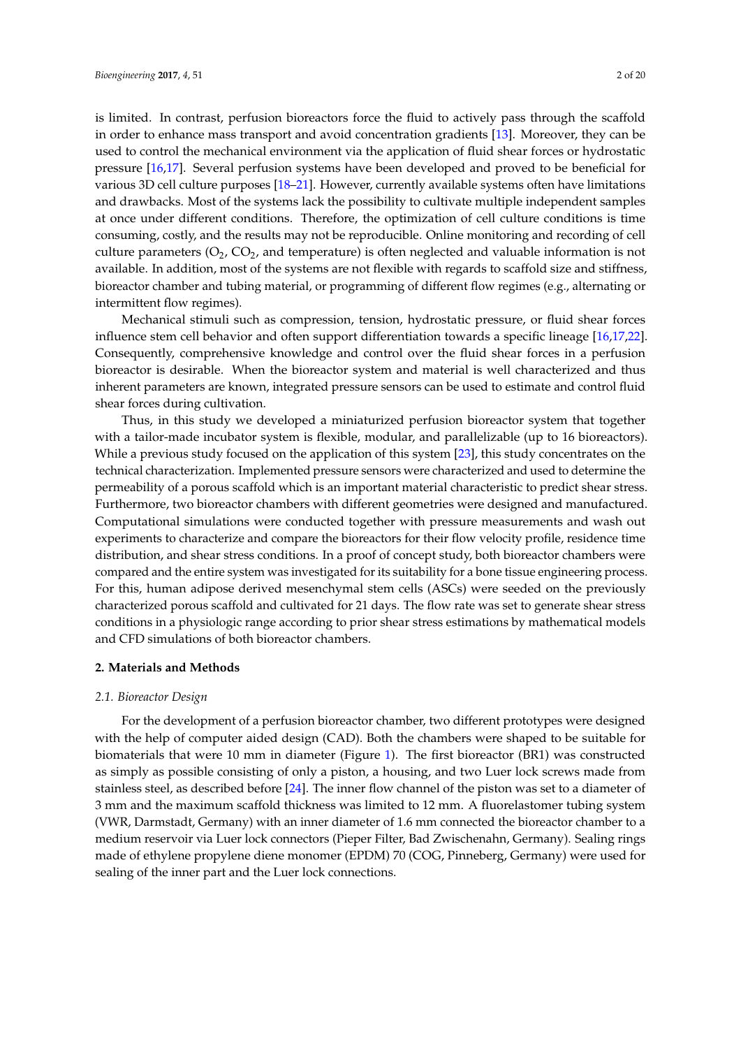is limited. In contrast, perfusion bioreactors force the fluid to actively pass through the scaffold in order to enhance mass transport and avoid concentration gradients [13]. Moreover, they can be used to control the mechanical environment via the application of fluid shear forces or hydrostatic pressure [16,17]. Several perfusion systems have been developed and proved to be beneficial for various 3D cell culture purposes [18–21]. However, currently available systems often have limitations and drawbacks. Most of the systems lack the possibility to cultivate multiple independent samples at once under different conditions. Therefore, the optimization of cell culture conditions is time consuming, costly, and the results may not be reproducible. Online monitoring and recording of cell culture parameters ($O_2$, $CO_2$, and temperature) is often neglected and valuable information is not available. In addition, most of the systems are not flexible with regards to scaffold size and stiffness, bioreactor chamber and tubing material, or programming of different flow regimes (e.g., alternating or intermittent flow regimes).

Mechanical stimuli such as compression, tension, hydrostatic pressure, or fluid shear forces influence stem cell behavior and often support differentiation towards a specific lineage [16,17,22]. Consequently, comprehensive knowledge and control over the fluid shear forces in a perfusion bioreactor is desirable. When the bioreactor system and material is well characterized and thus inherent parameters are known, integrated pressure sensors can be used to estimate and control fluid shear forces during cultivation.

Thus, in this study we developed a miniaturized perfusion bioreactor system that together with a tailor-made incubator system is flexible, modular, and parallelizable (up to 16 bioreactors). While a previous study focused on the application of this system [23], this study concentrates on the technical characterization. Implemented pressure sensors were characterized and used to determine the permeability of a porous scaffold which is an important material characteristic to predict shear stress. Furthermore, two bioreactor chambers with different geometries were designed and manufactured. Computational simulations were conducted together with pressure measurements and wash out experiments to characterize and compare the bioreactors for their flow velocity profile, residence time distribution, and shear stress conditions. In a proof of concept study, both bioreactor chambers were compared and the entire system was investigated for its suitability for a bone tissue engineering process. For this, human adipose derived mesenchymal stem cells (ASCs) were seeded on the previously characterized porous scaffold and cultivated for 21 days. The flow rate was set to generate shear stress conditions in a physiologic range according to prior shear stress estimations by mathematical models and CFD simulations of both bioreactor chambers.

## 2. Materials and Methods

### 2.1. Bioreactor Design

For the development of a perfusion bioreactor chamber, two different prototypes were designed with the help of computer aided design (CAD). Both the chambers were shaped to be suitable for biomaterials that were 10 mm in diameter (Figure 1). The first bioreactor (BR1) was constructed as simply as possible consisting of only a piston, a housing, and two Luer lock screws made from stainless steel, as described before [24]. The inner flow channel of the piston was set to a diameter of 3 mm and the maximum scaffold thickness was limited to 12 mm. A fluorelastomer tubing system (VWR, Darmstadt, Germany) with an inner diameter of 1.6 mm connected the bioreactor chamber to a medium reservoir via Luer lock connectors (Pieper Filter, Bad Zwischenahn, Germany). Sealing rings made of ethylene propylene diene monomer (EPDM) 70 (COG, Pinneberg, Germany) were used for sealing of the inner part and the Luer lock connections.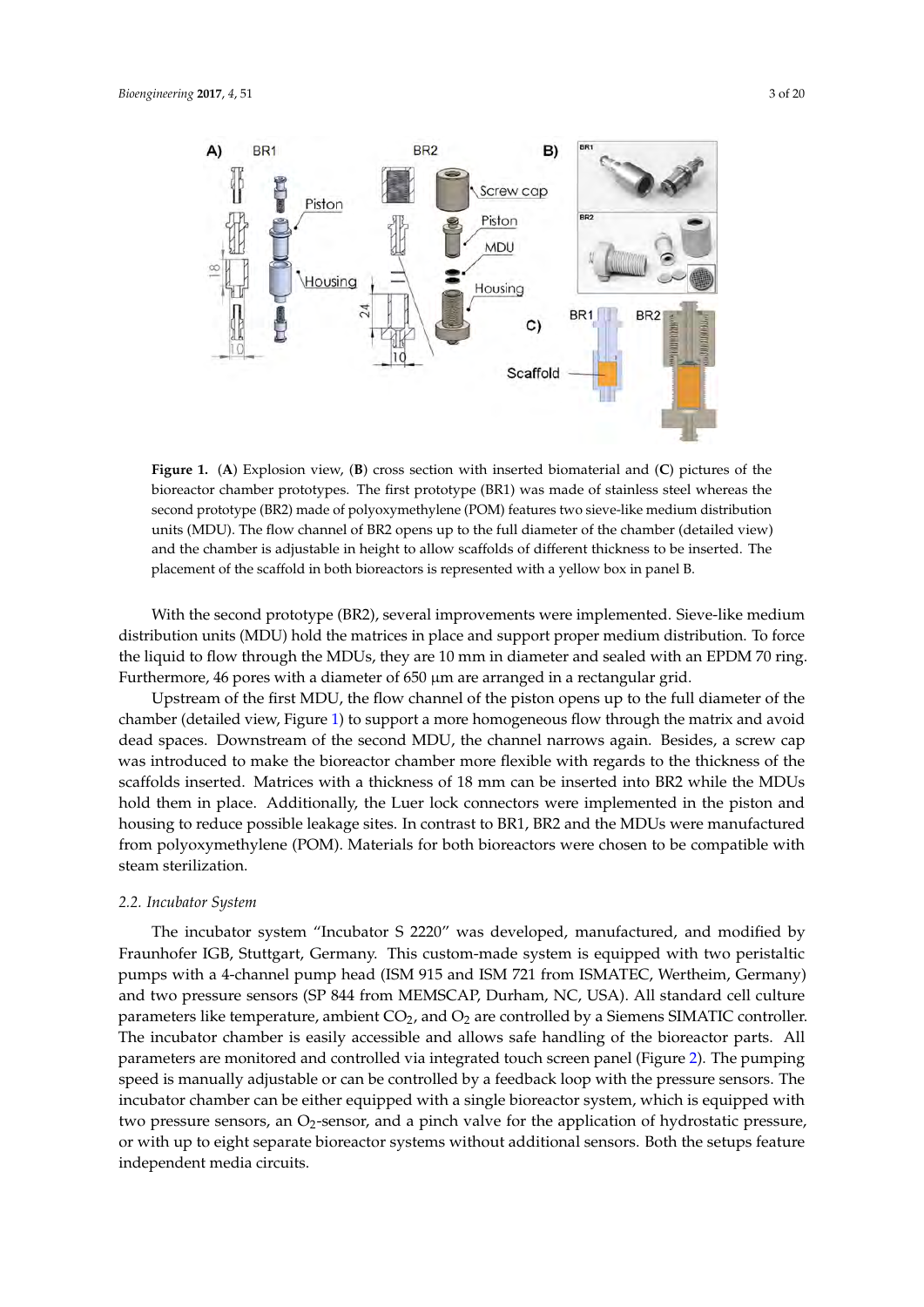**Figure 1.** (**A**) Explosion view, (**B**) cross section with inserted biomaterial and (**C**) pictures of the bioreactor chamber prototypes. The first prototype (BR1) was made of stainless steel whereas the second prototype (BR2) made of polyoxymethylene (POM) features two sieve-like medium distribution units (MDU). The flow channel of BR2 opens up to the full diameter of the chamber (detailed view) and the chamber is adjustable in height to allow scaffolds of different thickness to be inserted. The placement of the scaffold in both bioreactors is represented with a yellow box in panel B.

With the second prototype (BR2), several improvements were implemented. Sieve-like medium distribution units (MDU) hold the matrices in place and support proper medium distribution. To force the liquid to flow through the MDUs, they are 10 mm in diameter and sealed with an EPDM 70 ring. Furthermore, 46 pores with a diameter of 650 µm are arranged in a rectangular grid.

Upstream of the first MDU, the flow channel of the piston opens up to the full diameter of the chamber (detailed view, Figure 1) to support a more homogeneous flow through the matrix and avoid dead spaces. Downstream of the second MDU, the channel narrows again. Besides, a screw cap was introduced to make the bioreactor chamber more flexible with regards to the thickness of the scaffolds inserted. Matrices with a thickness of 18 mm can be inserted into BR2 while the MDUs hold them in place. Additionally, the Luer lock connectors were implemented in the piston and housing to reduce possible leakage sites. In contrast to BR1, BR2 and the MDUs were manufactured from polyoxymethylene (POM). Materials for both bioreactors were chosen to be compatible with steam sterilization.

### 2.2. Incubator System

The incubator system "Incubator S 2220" was developed, manufactured, and modified by Fraunhofer IGB, Stuttgart, Germany. This custom-made system is equipped with two peristaltic pumps with a 4-channel pump head (ISM 915 and ISM 721 from ISMATEC, Wertheim, Germany) and two pressure sensors (SP 844 from MEMSCAP, Durham, NC, USA). All standard cell culture parameters like temperature, ambient $CO_2$, and $O_2$ are controlled by a Siemens SIMATIC controller. The incubator chamber is easily accessible and allows safe handling of the bioreactor parts. All parameters are monitored and controlled via integrated touch screen panel (Figure 2). The pumping speed is manually adjustable or can be controlled by a feedback loop with the pressure sensors. The incubator chamber can be either equipped with a single bioreactor system, which is equipped with two pressure sensors, an $O_2$-sensor, and a pinch valve for the application of hydrostatic pressure, or with up to eight separate bioreactor systems without additional sensors. Both the setups feature independent media circuits.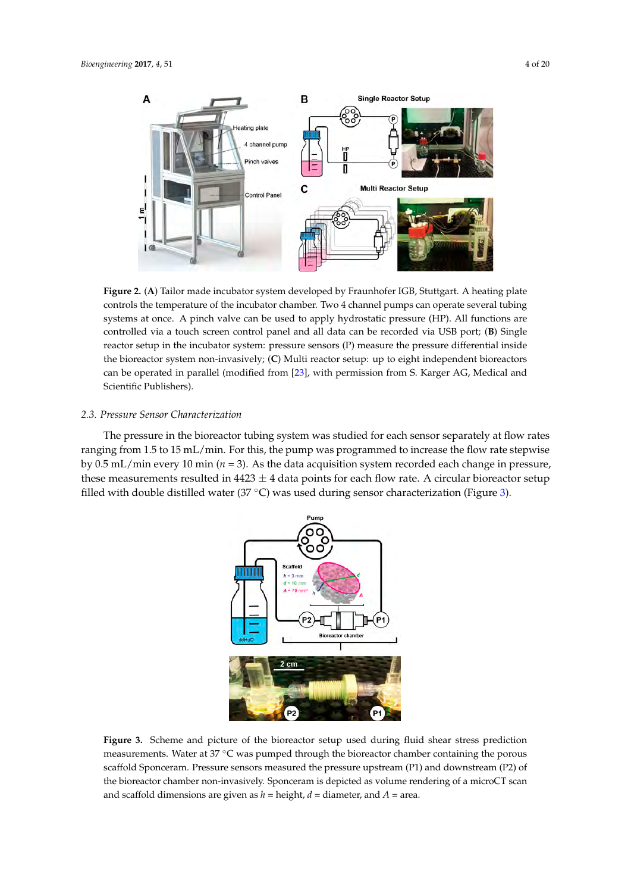**Figure 2.** (**A**) Tailor made incubator system developed by Fraunhofer IGB, Stuttgart. A heating plate controls the temperature of the incubator chamber. Two 4 channel pumps can operate several tubing systems at once. A pinch valve can be used to apply hydrostatic pressure (HP). All functions are controlled via a touch screen control panel and all data can be recorded via USB port; (**B**) Single reactor setup in the incubator system: pressure sensors (P) measure the pressure differential inside the bioreactor system non-invasively; (**C**) Multi reactor setup: up to eight independent bioreactors can be operated in parallel (modified from [23], with permission from S. Karger AG, Medical and Scientific Publishers).

### 2.3. Pressure Sensor Characterization

The pressure in the bioreactor tubing system was studied for each sensor separately at flow rates ranging from 1.5 to 15 mL/min. For this, the pump was programmed to increase the flow rate stepwise by 0.5 mL/min every 10 min ($n$ = 3). As the data acquisition system recorded each change in pressure, these measurements resulted in 4423 ± 4 data points for each flow rate. A circular bioreactor setup filled with double distilled water (37 °C) was used during sensor characterization (Figure 3).

**Figure 3.** Scheme and picture of the bioreactor setup used during fluid shear stress prediction measurements. Water at 37 °C was pumped through the bioreactor chamber containing the porous scaffold Sponceram. Pressure sensors measured the pressure upstream (P1) and downstream (P2) of the bioreactor chamber non-invasively. Sponceram is depicted as volume rendering of a microCT scan and scaffold dimensions are given as $h$ = height, $d$ = diameter, and $A$ = area.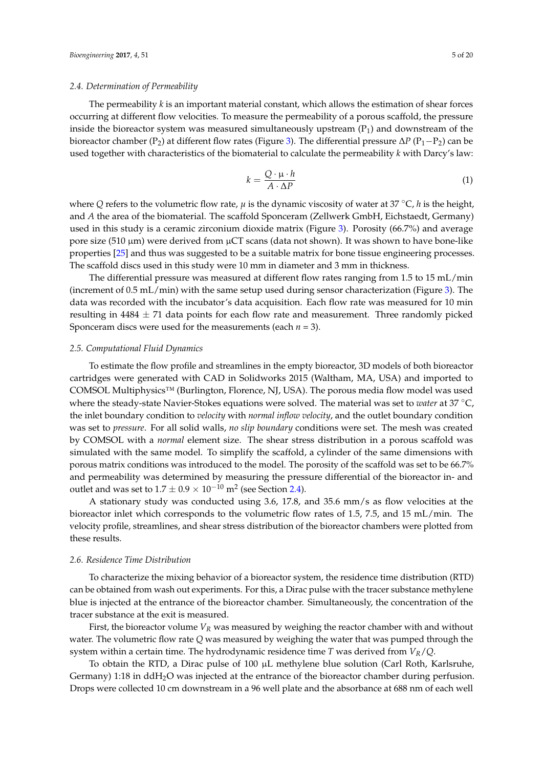### 2.4. Determination of Permeability

The permeability $k$ is an important material constant, which allows the estimation of shear forces occurring at different flow velocities. To measure the permeability of a porous scaffold, the pressure inside the bioreactor system was measured simultaneously upstream ($P_1$) and downstream of the bioreactor chamber ($P_2$) at different flow rates (Figure 3). The differential pressure $\Delta P$ ($P_1 - P_2$) can be used together with characteristics of the biomaterial to calculate the permeability $k$ with Darcy's law:

$$k = \frac{Q \cdot \mu \cdot h}{A \cdot \Delta P} \tag{1}$$

where $Q$ refers to the volumetric flow rate, $\mu$ is the dynamic viscosity of water at 37 °C, $h$ is the height, and $A$ the area of the biomaterial. The scaffold Sponceram (Zellwerk GmbH, Eichstaedt, Germany) used in this study is a ceramic zirconium dioxide matrix (Figure 3). Porosity (66.7%) and average pore size (510 µm) were derived from µCT scans (data not shown). It was shown to have bone-like properties [25] and thus was suggested to be a suitable matrix for bone tissue engineering processes. The scaffold discs used in this study were 10 mm in diameter and 3 mm in thickness.

The differential pressure was measured at different flow rates ranging from 1.5 to 15 mL/min (increment of 0.5 mL/min) with the same setup used during sensor characterization (Figure 3). The data was recorded with the incubator's data acquisition. Each flow rate was measured for 10 min resulting in 4484 ± 71 data points for each flow rate and measurement. Three randomly picked Sponceram discs were used for the measurements (each $n = 3$).

### 2.5. Computational Fluid Dynamics

To estimate the flow profile and streamlines in the empty bioreactor, 3D models of both bioreactor cartridges were generated with CAD in Solidworks 2015 (Waltham, MA, USA) and imported to COMSOL Multiphysics™ (Burlington, Florence, NJ, USA). The porous media flow model was used where the steady-state Navier-Stokes equations were solved. The material was set to *water* at 37 °C, the inlet boundary condition to *velocity* with *normal inflow velocity*, and the outlet boundary condition was set to *pressure*. For all solid walls, *no slip boundary* conditions were set. The mesh was created by COMSOL with a *normal* element size. The shear stress distribution in a porous scaffold was simulated with the same model. To simplify the scaffold, a cylinder of the same dimensions with porous matrix conditions was introduced to the model. The porosity of the scaffold was set to be 66.7% and permeability was determined by measuring the pressure differential of the bioreactor in- and outlet and was set to $1.7 \pm 0.9 \times 10^{-10}$ m$^2$ (see Section 2.4).

A stationary study was conducted using 3.6, 17.8, and 35.6 mm/s as flow velocities at the bioreactor inlet which corresponds to the volumetric flow rates of 1.5, 7.5, and 15 mL/min. The velocity profile, streamlines, and shear stress distribution of the bioreactor chambers were plotted from these results.

### 2.6. Residence Time Distribution

To characterize the mixing behavior of a bioreactor system, the residence time distribution (RTD) can be obtained from wash out experiments. For this, a Dirac pulse with the tracer substance methylene blue is injected at the entrance of the bioreactor chamber. Simultaneously, the concentration of the tracer substance at the exit is measured.

First, the bioreactor volume $V_R$ was measured by weighing the reactor chamber with and without water. The volumetric flow rate $Q$ was measured by weighing the water that was pumped through the system within a certain time. The hydrodynamic residence time $T$ was derived from $V_R/Q$.

To obtain the RTD, a Dirac pulse of 100 µL methylene blue solution (Carl Roth, Karlsruhe, Germany) 1:18 in dd$H_2O$ was injected at the entrance of the bioreactor chamber during perfusion. Drops were collected 10 cm downstream in a 96 well plate and the absorbance at 688 nm of each well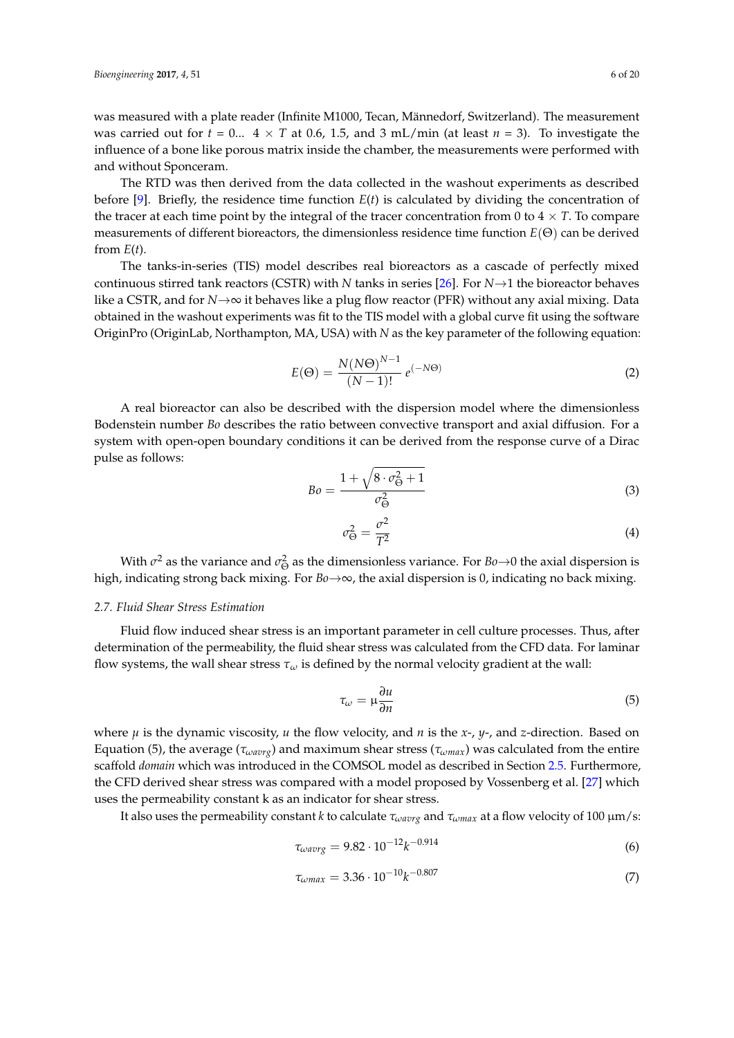was measured with a plate reader (Infinite M1000, Tecan, Männedorf, Switzerland). The measurement was carried out for $t = 0... 4 \times T$ at 0.6, 1.5, and 3 mL/min (at least $n = 3$). To investigate the influence of a bone like porous matrix inside the chamber, the measurements were performed with and without Sponceram.

The RTD was then derived from the data collected in the washout experiments as described before [9]. Briefly, the residence time function $E(t)$ is calculated by dividing the concentration of the tracer at each time point by the integral of the tracer concentration from 0 to $4 \times T$. To compare measurements of different bioreactors, the dimensionless residence time function $E(\Theta)$ can be derived from $E(t)$.

The tanks-in-series (TIS) model describes real bioreactors as a cascade of perfectly mixed continuous stirred tank reactors (CSTR) with $N$ tanks in series [26]. For $N \rightarrow 1$ the bioreactor behaves like a CSTR, and for $N \rightarrow \infty$ it behaves like a plug flow reactor (PFR) without any axial mixing. Data obtained in the washout experiments was fit to the TIS model with a global curve fit using the software OriginPro (OriginLab, Northampton, MA, USA) with $N$ as the key parameter of the following equation:

$$E(\Theta) = \frac{N(N\Theta)^{N-1}}{(N-1)!} e^{(-N\Theta)} \tag{2}$$

A real bioreactor can also be described with the dispersion model where the dimensionless Bodenstein number $Bo$ describes the ratio between convective transport and axial diffusion. For a system with open-open boundary conditions it can be derived from the response curve of a Dirac pulse as follows:

$$Bo = \frac{1 + \sqrt{8 \cdot \sigma_\Theta^2 + 1}}{\sigma_\Theta^2} \tag{3}$$

$$\sigma_\Theta^2 = \frac{\sigma^2}{T^2} \tag{4}$$

With $\sigma^2$ as the variance and $\sigma_\Theta^2$ as the dimensionless variance. For $Bo \rightarrow 0$ the axial dispersion is high, indicating strong back mixing. For $Bo \rightarrow \infty$, the axial dispersion is 0, indicating no back mixing.

### 2.7. Fluid Shear Stress Estimation

Fluid flow induced shear stress is an important parameter in cell culture processes. Thus, after determination of the permeability, the fluid shear stress was calculated from the CFD data. For laminar flow systems, the wall shear stress $\tau_\omega$ is defined by the normal velocity gradient at the wall:

$$\tau_\omega = \mu \frac{\partial u}{\partial n} \tag{5}$$

where $\mu$ is the dynamic viscosity, $u$ the flow velocity, and $n$ is the $x$-, $y$-, and $z$-direction. Based on Equation (5), the average ($\tau_{\omega avrg}$) and maximum shear stress ($\tau_{\omega max}$) was calculated from the entire scaffold *domain* which was introduced in the COMSOL model as described in Section 2.5. Furthermore, the CFD derived shear stress was compared with a model proposed by Vossenberg et al. [27] which uses the permeability constant k as an indicator for shear stress.

It also uses the permeability constant $k$ to calculate $\tau_{\omega avrg}$ and $\tau_{\omega max}$ at a flow velocity of 100 µm/s:

$$\tau_{\omega avrg} = 9.82 \cdot 10^{-12} k^{-0.914} \tag{6}$$

$$\tau_{\omega max} = 3.36 \cdot 10^{-10} k^{-0.807} \tag{7}$$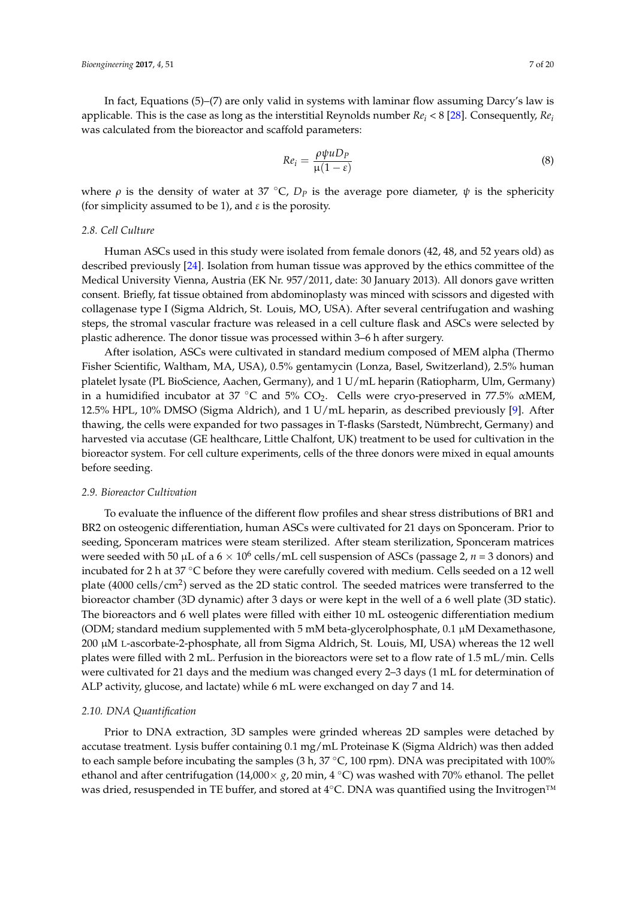In fact, Equations (5)–(7) are only valid in systems with laminar flow assuming Darcy's law is applicable. This is the case as long as the interstitial Reynolds number $Re_i < 8$ [28]. Consequently, $Re_i$ was calculated from the bioreactor and scaffold parameters:

$$Re_i = \frac{\rho \psi u D_P}{\mu(1-\varepsilon)} \tag{8}$$

where $\rho$ is the density of water at 37 °C, $D_P$ is the average pore diameter, $\psi$ is the sphericity (for simplicity assumed to be 1), and $\varepsilon$ is the porosity.

### 2.8. Cell Culture

Human ASCs used in this study were isolated from female donors (42, 48, and 52 years old) as described previously [24]. Isolation from human tissue was approved by the ethics committee of the Medical University Vienna, Austria (EK Nr. 957/2011, date: 30 January 2013). All donors gave written consent. Briefly, fat tissue obtained from abdominoplasty was minced with scissors and digested with collagenase type I (Sigma Aldrich, St. Louis, MO, USA). After several centrifugation and washing steps, the stromal vascular fracture was released in a cell culture flask and ASCs were selected by plastic adherence. The donor tissue was processed within 3–6 h after surgery.

After isolation, ASCs were cultivated in standard medium composed of MEM alpha (Thermo Fisher Scientific, Waltham, MA, USA), 0.5% gentamycin (Lonza, Basel, Switzerland), 2.5% human platelet lysate (PL BioScience, Aachen, Germany), and 1 U/mL heparin (Ratiopharm, Ulm, Germany) in a humidified incubator at 37 °C and 5% $CO_2$. Cells were cryo-preserved in 77.5% αMEM, 12.5% HPL, 10% DMSO (Sigma Aldrich), and 1 U/mL heparin, as described previously [9]. After thawing, the cells were expanded for two passages in T-flasks (Sarstedt, Nümbrecht, Germany) and harvested via accutase (GE healthcare, Little Chalfont, UK) treatment to be used for cultivation in the bioreactor system. For cell culture experiments, cells of the three donors were mixed in equal amounts before seeding.

### 2.9. Bioreactor Cultivation

To evaluate the influence of the different flow profiles and shear stress distributions of BR1 and BR2 on osteogenic differentiation, human ASCs were cultivated for 21 days on Sponceram. Prior to seeding, Sponceram matrices were steam sterilized. After steam sterilization, Sponceram matrices were seeded with 50 µL of a $6 \times 10^6$ cells/mL cell suspension of ASCs (passage 2, $n = 3$ donors) and incubated for 2 h at 37 °C before they were carefully covered with medium. Cells seeded on a 12 well plate (4000 cells/$cm^2$) served as the 2D static control. The seeded matrices were transferred to the bioreactor chamber (3D dynamic) after 3 days or were kept in the well of a 6 well plate (3D static). The bioreactors and 6 well plates were filled with either 10 mL osteogenic differentiation medium (ODM; standard medium supplemented with 5 mM beta-glycerolphosphate, 0.1 µM Dexamethasone, 200 µM L-ascorbate-2-phosphate, all from Sigma Aldrich, St. Louis, MI, USA) whereas the 12 well plates were filled with 2 mL. Perfusion in the bioreactors were set to a flow rate of 1.5 mL/min. Cells were cultivated for 21 days and the medium was changed every 2–3 days (1 mL for determination of ALP activity, glucose, and lactate) while 6 mL were exchanged on day 7 and 14.

### 2.10. DNA Quantification

Prior to DNA extraction, 3D samples were grinded whereas 2D samples were detached by accutase treatment. Lysis buffer containing 0.1 mg/mL Proteinase K (Sigma Aldrich) was then added to each sample before incubating the samples (3 h, 37 °C, 100 rpm). DNA was precipitated with 100% ethanol and after centrifugation (14,000× *g*, 20 min, 4 °C) was washed with 70% ethanol. The pellet was dried, resuspended in TE buffer, and stored at 4°C. DNA was quantified using the Invitrogen™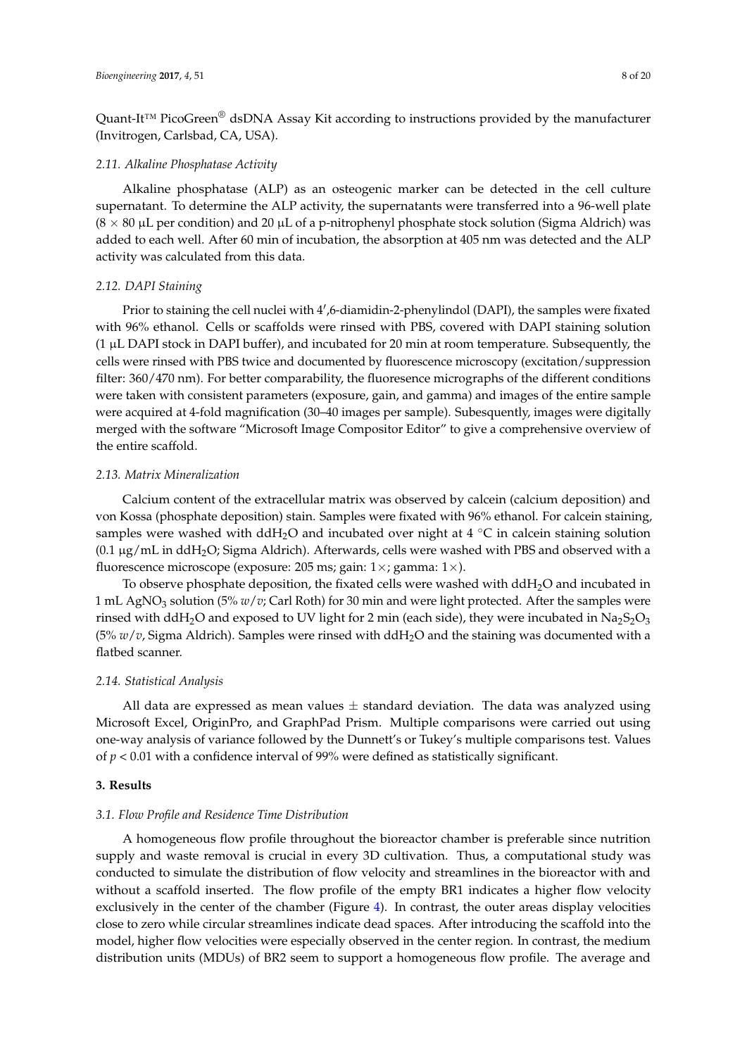Quant-It™ PicoGreen® dsDNA Assay Kit according to instructions provided by the manufacturer (Invitrogen, Carlsbad, CA, USA).

### *2.11. Alkaline Phosphatase Activity*

Alkaline phosphatase (ALP) as an osteogenic marker can be detected in the cell culture supernatant. To determine the ALP activity, the supernatants were transferred into a 96-well plate ($8 \times 80$ µL per condition) and 20 µL of a p-nitrophenyl phosphate stock solution (Sigma Aldrich) was added to each well. After 60 min of incubation, the absorption at 405 nm was detected and the ALP activity was calculated from this data.

### *2.12. DAPI Staining*

Prior to staining the cell nuclei with 4′,6-diamidin-2-phenylindol (DAPI), the samples were fixated with 96% ethanol. Cells or scaffolds were rinsed with PBS, covered with DAPI staining solution (1 µL DAPI stock in DAPI buffer), and incubated for 20 min at room temperature. Subsequently, the cells were rinsed with PBS twice and documented by fluorescence microscopy (excitation/suppression filter: 360/470 nm). For better comparability, the fluoresence micrographs of the different conditions were taken with consistent parameters (exposure, gain, and gamma) and images of the entire sample were acquired at 4-fold magnification (30–40 images per sample). Subesquently, images were digitally merged with the software "Microsoft Image Compositor Editor" to give a comprehensive overview of the entire scaffold.

### *2.13. Matrix Mineralization*

Calcium content of the extracellular matrix was observed by calcein (calcium deposition) and von Kossa (phosphate deposition) stain. Samples were fixated with 96% ethanol. For calcein staining, samples were washed with dd$H_2O$ and incubated over night at 4 °C in calcein staining solution (0.1 µg/mL in dd$H_2O$; Sigma Aldrich). Afterwards, cells were washed with PBS and observed with a fluorescence microscope (exposure: 205 ms; gain: 1×; gamma: 1×).

To observe phosphate deposition, the fixated cells were washed with dd$H_2O$ and incubated in 1 mL $AgNO_3$ solution (5% *w*/*v*; Carl Roth) for 30 min and were light protected. After the samples were rinsed with dd$H_2O$ and exposed to UV light for 2 min (each side), they were incubated in $Na_2S_2O_3$ (5% *w*/*v*, Sigma Aldrich). Samples were rinsed with dd$H_2O$ and the staining was documented with a flatbed scanner.

### *2.14. Statistical Analysis*

All data are expressed as mean values ± standard deviation. The data was analyzed using Microsoft Excel, OriginPro, and GraphPad Prism. Multiple comparisons were carried out using one-way analysis of variance followed by the Dunnett's or Tukey's multiple comparisons test. Values of $p < 0.01$ with a confidence interval of 99% were defined as statistically significant.

## 3. Results

### *3.1. Flow Profile and Residence Time Distribution*

A homogeneous flow profile throughout the bioreactor chamber is preferable since nutrition supply and waste removal is crucial in every 3D cultivation. Thus, a computational study was conducted to simulate the distribution of flow velocity and streamlines in the bioreactor with and without a scaffold inserted. The flow profile of the empty BR1 indicates a higher flow velocity exclusively in the center of the chamber (Figure 4). In contrast, the outer areas display velocities close to zero while circular streamlines indicate dead spaces. After introducing the scaffold into the model, higher flow velocities were especially observed in the center region. In contrast, the medium distribution units (MDUs) of BR2 seem to support a homogeneous flow profile. The average and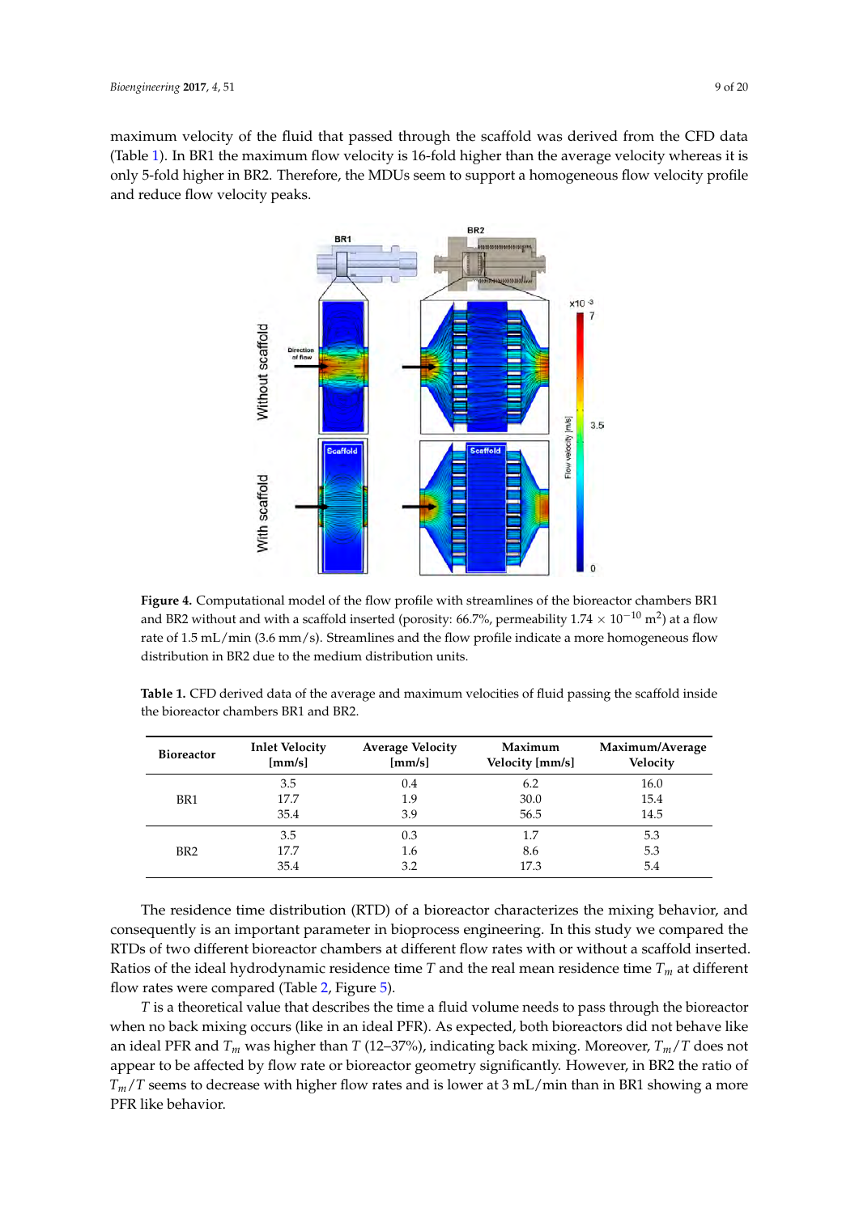maximum velocity of the fluid that passed through the scaffold was derived from the CFD data (Table 1). In BR1 the maximum flow velocity is 16-fold higher than the average velocity whereas it is only 5-fold higher in BR2. Therefore, the MDUs seem to support a homogeneous flow velocity profile and reduce flow velocity peaks.

**Figure 4.** Computational model of the flow profile with streamlines of the bioreactor chambers BR1 and BR2 without and with a scaffold inserted (porosity: 66.7%, permeability $1.74 \times 10^{-10}$ m$^2$) at a flow rate of 1.5 mL/min (3.6 mm/s). Streamlines and the flow profile indicate a more homogeneous flow distribution in BR2 due to the medium distribution units.

**Table 1.** CFD derived data of the average and maximum velocities of fluid passing the scaffold inside the bioreactor chambers BR1 and BR2.

| Bioreactor | Inlet Velocity [mm/s] | Average Velocity [mm/s] | Maximum Velocity [mm/s] | Maximum/Average Velocity |
|---|---|---|---|---|
| BR1 | 3.5 | 0.4 | 6.2 | 16.0 |
| | 17.7 | 1.9 | 30.0 | 15.4 |
| | 35.4 | 3.9 | 56.5 | 14.5 |
| BR2 | 3.5 | 0.3 | 1.7 | 5.3 |
| | 17.7 | 1.6 | 8.6 | 5.3 |
| | 35.4 | 3.2 | 17.3 | 5.4 |

The residence time distribution (RTD) of a bioreactor characterizes the mixing behavior, and consequently is an important parameter in bioprocess engineering. In this study we compared the RTDs of two different bioreactor chambers at different flow rates with or without a scaffold inserted. Ratios of the ideal hydrodynamic residence time $T$ and the real mean residence time $T_m$ at different flow rates were compared (Table 2, Figure 5).

$T$ is a theoretical value that describes the time a fluid volume needs to pass through the bioreactor when no back mixing occurs (like in an ideal PFR). As expected, both bioreactors did not behave like an ideal PFR and $T_m$ was higher than $T$ (12–37%), indicating back mixing. Moreover, $T_m/T$ does not appear to be affected by flow rate or bioreactor geometry significantly. However, in BR2 the ratio of $T_m/T$ seems to decrease with higher flow rates and is lower at 3 mL/min than in BR1 showing a more PFR like behavior.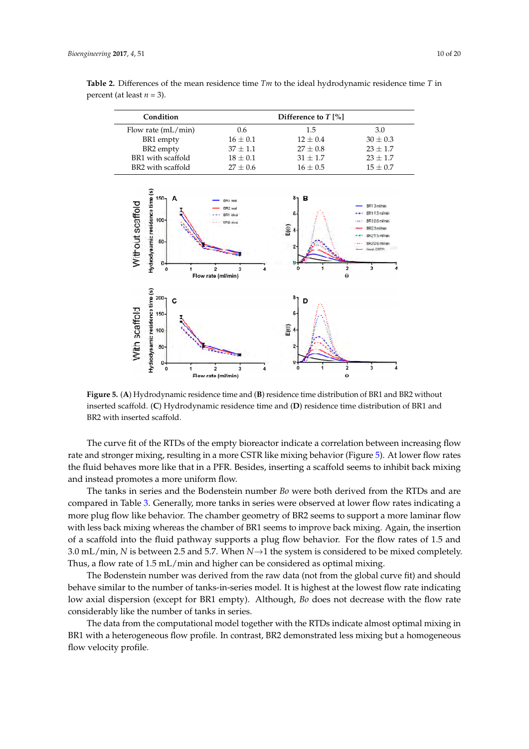**Table 2.** Differences of the mean residence time *Tm* to the ideal hydrodynamic residence time *T* in percent (at least *n* = 3).

| Condition | Difference to *T* [%] | | |
|---|---|---|---|
| Flow rate (mL/min) | 0.6 | 1.5 | 3.0 |
| BR1 empty | 16 ± 0.1 | 12 ± 0.4 | 30 ± 0.3 |
| BR2 empty | 37 ± 1.1 | 27 ± 0.8 | 23 ± 1.7 |
| BR1 with scaffold | 18 ± 0.1 | 31 ± 1.7 | 23 ± 1.7 |
| BR2 with scaffold | 27 ± 0.6 | 16 ± 0.5 | 15 ± 0.7 |

**Figure 5.** (**A**) Hydrodynamic residence time and (**B**) residence time distribution of BR1 and BR2 without inserted scaffold. (**C**) Hydrodynamic residence time and (**D**) residence time distribution of BR1 and BR2 with inserted scaffold.

The curve fit of the RTDs of the empty bioreactor indicate a correlation between increasing flow rate and stronger mixing, resulting in a more CSTR like mixing behavior (Figure 5). At lower flow rates the fluid behaves more like that in a PFR. Besides, inserting a scaffold seems to inhibit back mixing and instead promotes a more uniform flow.

The tanks in series and the Bodenstein number *Bo* were both derived from the RTDs and are compared in Table 3. Generally, more tanks in series were observed at lower flow rates indicating a more plug flow like behavior. The chamber geometry of BR2 seems to support a more laminar flow with less back mixing whereas the chamber of BR1 seems to improve back mixing. Again, the insertion of a scaffold into the fluid pathway supports a plug flow behavior. For the flow rates of 1.5 and 3.0 mL/min, *N* is between 2.5 and 5.7. When $N \rightarrow 1$ the system is considered to be mixed completely. Thus, a flow rate of 1.5 mL/min and higher can be considered as optimal mixing.

The Bodenstein number was derived from the raw data (not from the global curve fit) and should behave similar to the number of tanks-in-series model. It is highest at the lowest flow rate indicating low axial dispersion (except for BR1 empty). Although, *Bo* does not decrease with the flow rate considerably like the number of tanks in series.

The data from the computational model together with the RTDs indicate almost optimal mixing in BR1 with a heterogeneous flow profile. In contrast, BR2 demonstrated less mixing but a homogeneous flow velocity profile.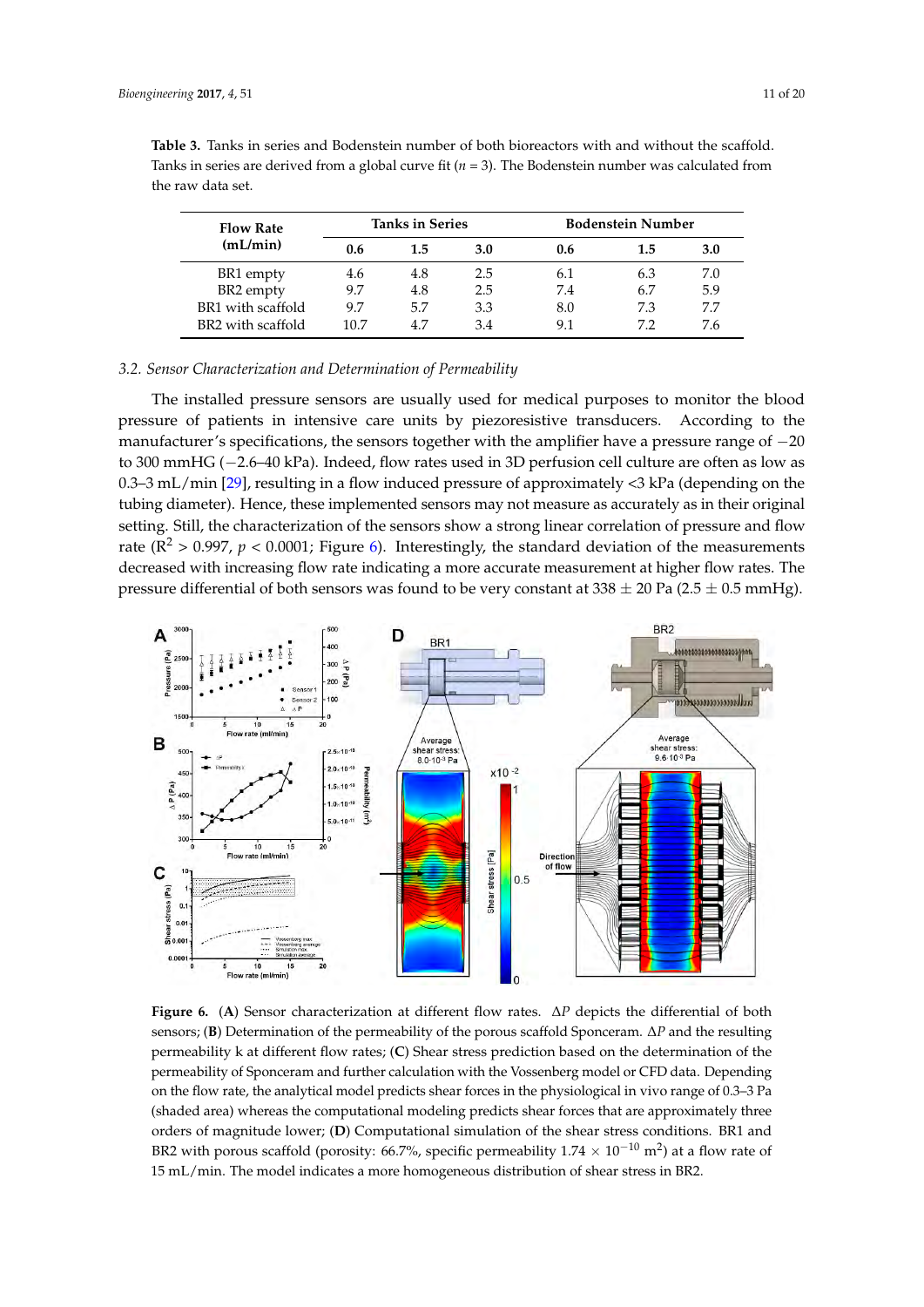**Table 3.** Tanks in series and Bodenstein number of both bioreactors with and without the scaffold. Tanks in series are derived from a global curve fit ($n = 3$). The Bodenstein number was calculated from the raw data set.

| Flow Rate (mL/min) | Tanks in Series | | | Bodenstein Number | | |
|---|---|---|---|---|---|---|
| | 0.6 | 1.5 | 3.0 | 0.6 | 1.5 | 3.0 |
| BR1 empty | 4.6 | 4.8 | 2.5 | 6.1 | 6.3 | 7.0 |
| BR2 empty | 9.7 | 4.8 | 2.5 | 7.4 | 6.7 | 5.9 |
| BR1 with scaffold | 9.7 | 5.7 | 3.3 | 8.0 | 7.3 | 7.7 |
| BR2 with scaffold | 10.7 | 4.7 | 3.4 | 9.1 | 7.2 | 7.6 |

### 3.2. Sensor Characterization and Determination of Permeability

The installed pressure sensors are usually used for medical purposes to monitor the blood pressure of patients in intensive care units by piezoresistive transducers. According to the manufacturer's specifications, the sensors together with the amplifier have a pressure range of −20 to 300 mmHG (−2.6–40 kPa). Indeed, flow rates used in 3D perfusion cell culture are often as low as 0.3–3 mL/min [29], resulting in a flow induced pressure of approximately <3 kPa (depending on the tubing diameter). Hence, these implemented sensors may not measure as accurately as in their original setting. Still, the characterization of the sensors show a strong linear correlation of pressure and flow rate ($R^2 > 0.997$, $p < 0.0001$; Figure 6). Interestingly, the standard deviation of the measurements decreased with increasing flow rate indicating a more accurate measurement at higher flow rates. The pressure differential of both sensors was found to be very constant at 338 ± 20 Pa (2.5 ± 0.5 mmHg).

**Figure 6.** (**A**) Sensor characterization at different flow rates. $\Delta P$ depicts the differential of both sensors; (**B**) Determination of the permeability of the porous scaffold Sponceram. $\Delta P$ and the resulting permeability k at different flow rates; (**C**) Shear stress prediction based on the determination of the permeability of Sponceram and further calculation with the Vossenberg model or CFD data. Depending on the flow rate, the analytical model predicts shear forces in the physiological in vivo range of 0.3–3 Pa (shaded area) whereas the computational modeling predicts shear forces that are approximately three orders of magnitude lower; (**D**) Computational simulation of the shear stress conditions. BR1 and BR2 with porous scaffold (porosity: 66.7%, specific permeability $1.74 \times 10^{-10}$ $m^2$) at a flow rate of 15 mL/min. The model indicates a more homogeneous distribution of shear stress in BR2.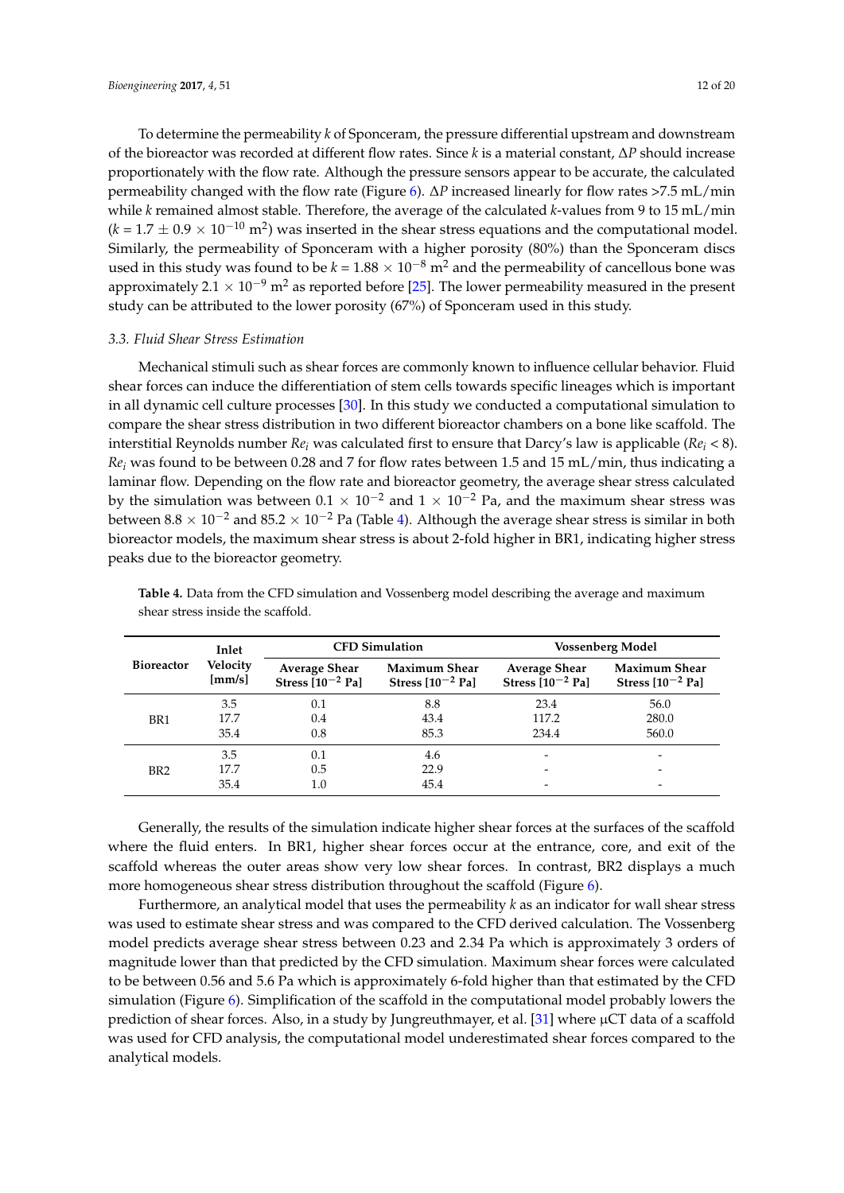To determine the permeability *k* of Sponceram, the pressure differential upstream and downstream of the bioreactor was recorded at different flow rates. Since *k* is a material constant, $\Delta P$ should increase proportionately with the flow rate. Although the pressure sensors appear to be accurate, the calculated permeability changed with the flow rate (Figure 6). $\Delta P$ increased linearly for flow rates >7.5 mL/min while *k* remained almost stable. Therefore, the average of the calculated *k*-values from 9 to 15 mL/min ($k = 1.7 \pm 0.9 \times 10^{-10}$ m$^2$) was inserted in the shear stress equations and the computational model. Similarly, the permeability of Sponceram with a higher porosity (80%) than the Sponceram discs used in this study was found to be $k = 1.88 \times 10^{-8}$ m$^2$ and the permeability of cancellous bone was approximately $2.1 \times 10^{-9}$ m$^2$ as reported before [25]. The lower permeability measured in the present study can be attributed to the lower porosity (67%) of Sponceram used in this study.

### 3.3. Fluid Shear Stress Estimation

Mechanical stimuli such as shear forces are commonly known to influence cellular behavior. Fluid shear forces can induce the differentiation of stem cells towards specific lineages which is important in all dynamic cell culture processes [30]. In this study we conducted a computational simulation to compare the shear stress distribution in two different bioreactor chambers on a bone like scaffold. The interstitial Reynolds number $Re_i$ was calculated first to ensure that Darcy's law is applicable ($Re_i < 8$). $Re_i$ was found to be between 0.28 and 7 for flow rates between 1.5 and 15 mL/min, thus indicating a laminar flow. Depending on the flow rate and bioreactor geometry, the average shear stress calculated by the simulation was between $0.1 \times 10^{-2}$ and $1 \times 10^{-2}$ Pa, and the maximum shear stress was between $8.8 \times 10^{-2}$ and $85.2 \times 10^{-2}$ Pa (Table 4). Although the average shear stress is similar in both bioreactor models, the maximum shear stress is about 2-fold higher in BR1, indicating higher stress peaks due to the bioreactor geometry.

**Table 4.** Data from the CFD simulation and Vossenberg model describing the average and maximum shear stress inside the scaffold.

| Bioreactor | Inlet Velocity [mm/s] | CFD Simulation | | Vossenberg Model | |
|---|---|---|---|---|---|
| | | Average Shear Stress [$10^{-2}$ Pa] | Maximum Shear Stress [$10^{-2}$ Pa] | Average Shear Stress [$10^{-2}$ Pa] | Maximum Shear Stress [$10^{-2}$ Pa] |
| BR1 | 3.5 | 0.1 | 8.8 | 23.4 | 56.0 |
| | 17.7 | 0.4 | 43.4 | 117.2 | 280.0 |
| | 35.4 | 0.8 | 85.3 | 234.4 | 560.0 |
| BR2 | 3.5 | 0.1 | 4.6 | - | - |
| | 17.7 | 0.5 | 22.9 | - | - |
| | 35.4 | 1.0 | 45.4 | - | - |

Generally, the results of the simulation indicate higher shear forces at the surfaces of the scaffold where the fluid enters. In BR1, higher shear forces occur at the entrance, core, and exit of the scaffold whereas the outer areas show very low shear forces. In contrast, BR2 displays a much more homogeneous shear stress distribution throughout the scaffold (Figure 6).

Furthermore, an analytical model that uses the permeability *k* as an indicator for wall shear stress was used to estimate shear stress and was compared to the CFD derived calculation. The Vossenberg model predicts average shear stress between 0.23 and 2.34 Pa which is approximately 3 orders of magnitude lower than that predicted by the CFD simulation. Maximum shear forces were calculated to be between 0.56 and 5.6 Pa which is approximately 6-fold higher than that estimated by the CFD simulation (Figure 6). Simplification of the scaffold in the computational model probably lowers the prediction of shear forces. Also, in a study by Jungreuthmayer, et al. [31] where µCT data of a scaffold was used for CFD analysis, the computational model underestimated shear forces compared to the analytical models.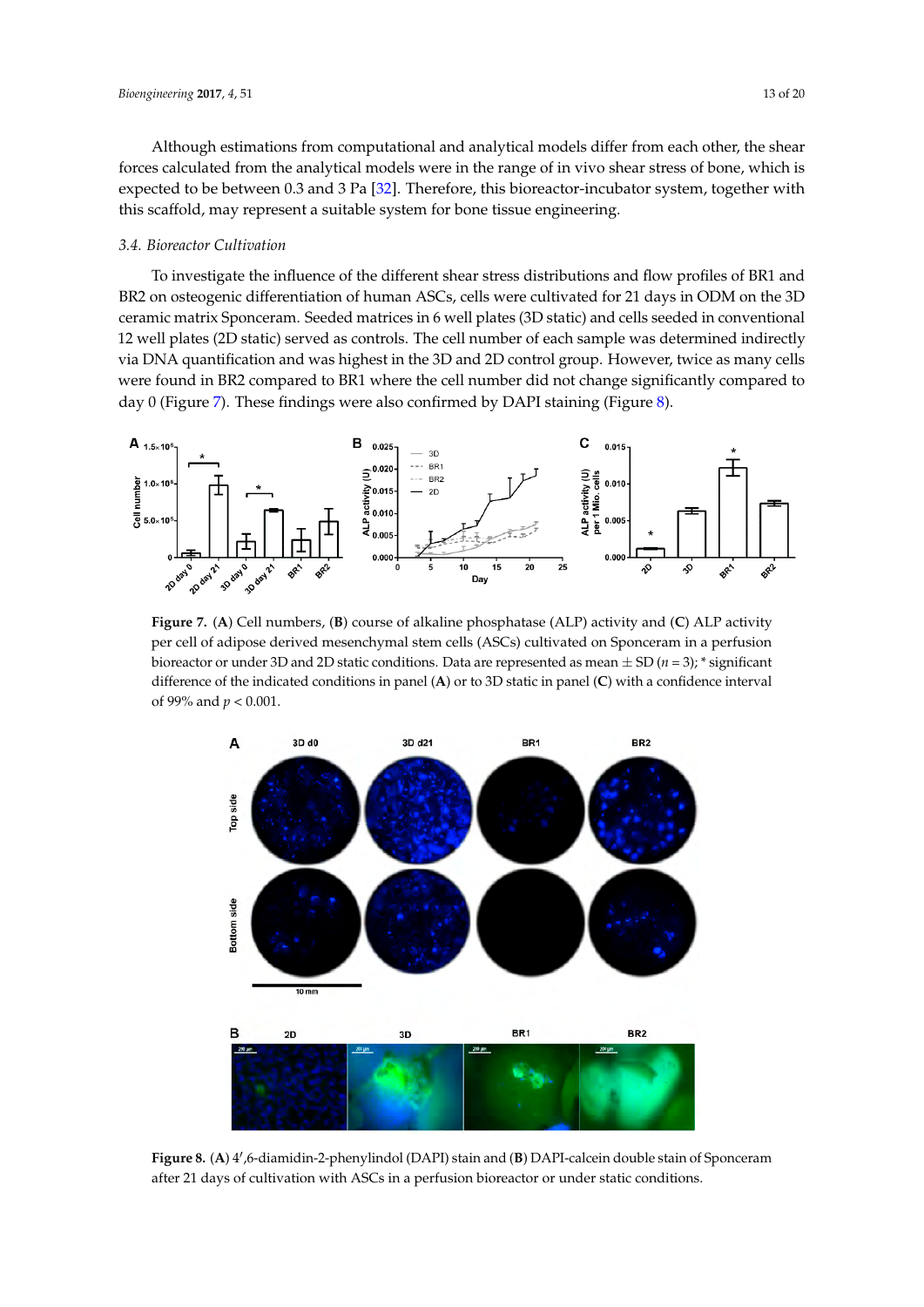Although estimations from computational and analytical models differ from each other, the shear forces calculated from the analytical models were in the range of in vivo shear stress of bone, which is expected to be between 0.3 and 3 Pa [32]. Therefore, this bioreactor-incubator system, together with this scaffold, may represent a suitable system for bone tissue engineering.

### 3.4. Bioreactor Cultivation

To investigate the influence of the different shear stress distributions and flow profiles of BR1 and BR2 on osteogenic differentiation of human ASCs, cells were cultivated for 21 days in ODM on the 3D ceramic matrix Sponceram. Seeded matrices in 6 well plates (3D static) and cells seeded in conventional 12 well plates (2D static) served as controls. The cell number of each sample was determined indirectly via DNA quantification and was highest in the 3D and 2D control group. However, twice as many cells were found in BR2 compared to BR1 where the cell number did not change significantly compared to day 0 (Figure 7). These findings were also confirmed by DAPI staining (Figure 8).

**Figure 7.** (**A**) Cell numbers, (**B**) course of alkaline phosphatase (ALP) activity and (**C**) ALP activity per cell of adipose derived mesenchymal stem cells (ASCs) cultivated on Sponceram in a perfusion bioreactor or under 3D and 2D static conditions. Data are represented as mean ± SD ($n = 3$); * significant difference of the indicated conditions in panel (**A**) or to 3D static in panel (**C**) with a confidence interval of 99% and $p < 0.001$.

**Figure 8.** (**A**) 4′,6-diamidin-2-phenylindol (DAPI) stain and (**B**) DAPI-calcein double stain of Sponceram after 21 days of cultivation with ASCs in a perfusion bioreactor or under static conditions.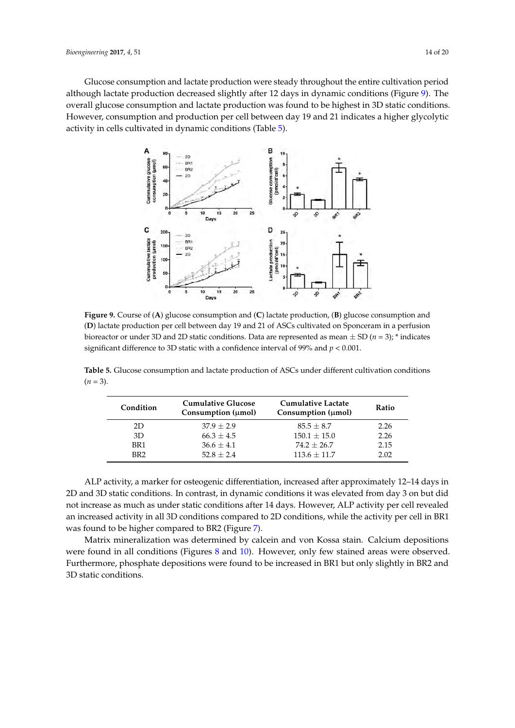Glucose consumption and lactate production were steady throughout the entire cultivation period although lactate production decreased slightly after 12 days in dynamic conditions (Figure 9). The overall glucose consumption and lactate production was found to be highest in 3D static conditions. However, consumption and production per cell between day 19 and 21 indicates a higher glycolytic activity in cells cultivated in dynamic conditions (Table 5).

**Figure 9.** Course of (**A**) glucose consumption and (**C**) lactate production, (**B**) glucose consumption and (**D**) lactate production per cell between day 19 and 21 of ASCs cultivated on Sponceram in a perfusion bioreactor or under 3D and 2D static conditions. Data are represented as mean ± SD ($n = 3$); * indicates significant difference to 3D static with a confidence interval of 99% and $p < 0.001$.

**Table 5.** Glucose consumption and lactate production of ASCs under different cultivation conditions ($n = 3$).

| Condition | Cumulative Glucose Consumption (µmol) | Cumulative Lactate Consumption (µmol) | Ratio |
|---|---|---|---|
| 2D | 37.9 ± 2.9 | 85.5 ± 8.7 | 2.26 |
| 3D | 66.3 ± 4.5 | 150.1 ± 15.0 | 2.26 |
| BR1 | 36.6 ± 4.1 | 74.2 ± 26.7 | 2.15 |
| BR2 | 52.8 ± 2.4 | 113.6 ± 11.7 | 2.02 |

ALP activity, a marker for osteogenic differentiation, increased after approximately 12–14 days in 2D and 3D static conditions. In contrast, in dynamic conditions it was elevated from day 3 on but did not increase as much as under static conditions after 14 days. However, ALP activity per cell revealed an increased activity in all 3D conditions compared to 2D conditions, while the activity per cell in BR1 was found to be higher compared to BR2 (Figure 7).

Matrix mineralization was determined by calcein and von Kossa stain. Calcium depositions were found in all conditions (Figures 8 and 10). However, only few stained areas were observed. Furthermore, phosphate depositions were found to be increased in BR1 but only slightly in BR2 and 3D static conditions.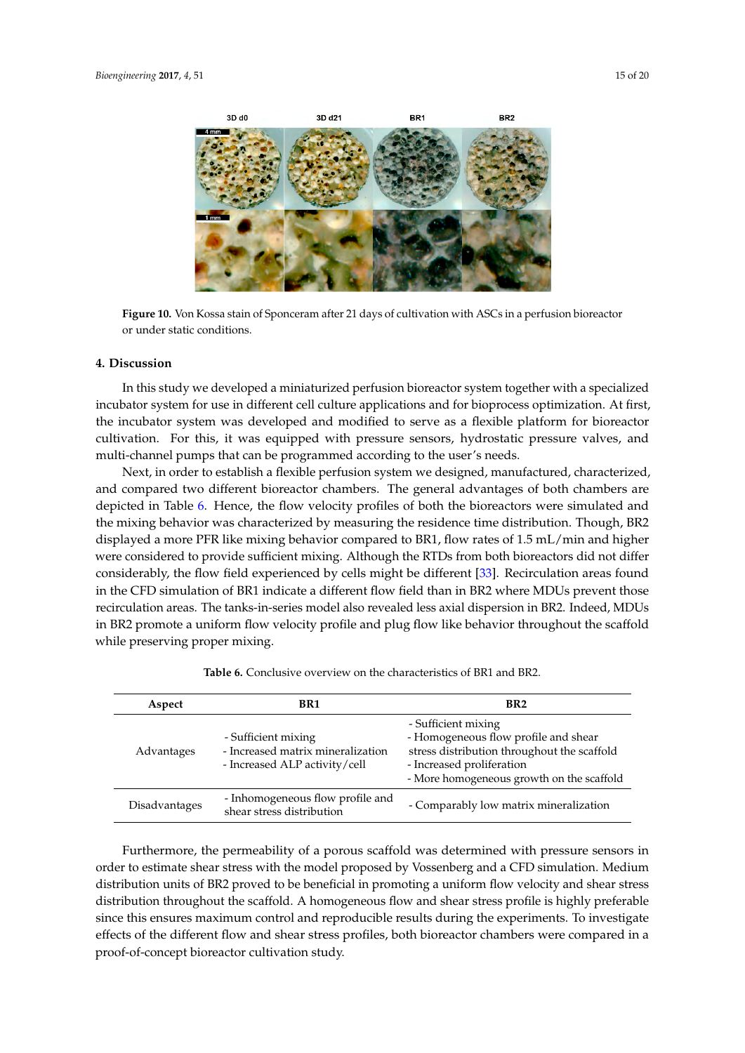Figure 10. Von Kossa stain of Sponceram after 21 days of cultivation with ASCs in a perfusion bioreactor or under static conditions.

## 4. Discussion

In this study we developed a miniaturized perfusion bioreactor system together with a specialized incubator system for use in different cell culture applications and for bioprocess optimization. At first, the incubator system was developed and modified to serve as a flexible platform for bioreactor cultivation. For this, it was equipped with pressure sensors, hydrostatic pressure valves, and multi-channel pumps that can be programmed according to the user's needs.

Next, in order to establish a flexible perfusion system we designed, manufactured, characterized, and compared two different bioreactor chambers. The general advantages of both chambers are depicted in Table 6. Hence, the flow velocity profiles of both the bioreactors were simulated and the mixing behavior was characterized by measuring the residence time distribution. Though, BR2 displayed a more PFR like mixing behavior compared to BR1, flow rates of 1.5 mL/min and higher were considered to provide sufficient mixing. Although the RTDs from both bioreactors did not differ considerably, the flow field experienced by cells might be different [33]. Recirculation areas found in the CFD simulation of BR1 indicate a different flow field than in BR2 where MDUs prevent those recirculation areas. The tanks-in-series model also revealed less axial dispersion in BR2. Indeed, MDUs in BR2 promote a uniform flow velocity profile and plug flow like behavior throughout the scaffold while preserving proper mixing.

Table 6. Conclusive overview on the characteristics of BR1 and BR2.

| Aspect | BR1 | BR2 |
| --- | --- | --- |
| Advantages | - Sufficient mixing<br>- Increased matrix mineralization<br>- Increased ALP activity/cell | - Sufficient mixing<br>- Homogeneous flow profile and shear stress distribution throughout the scaffold<br>- Increased proliferation<br>- More homogeneous growth on the scaffold |
| Disadvantages | - Inhomogeneous flow profile and shear stress distribution | - Comparably low matrix mineralization |

Furthermore, the permeability of a porous scaffold was determined with pressure sensors in order to estimate shear stress with the model proposed by Vossenberg and a CFD simulation. Medium distribution units of BR2 proved to be beneficial in promoting a uniform flow velocity and shear stress distribution throughout the scaffold. A homogeneous flow and shear stress profile is highly preferable since this ensures maximum control and reproducible results during the experiments. To investigate effects of the different flow and shear stress profiles, both bioreactor chambers were compared in a proof-of-concept bioreactor cultivation study.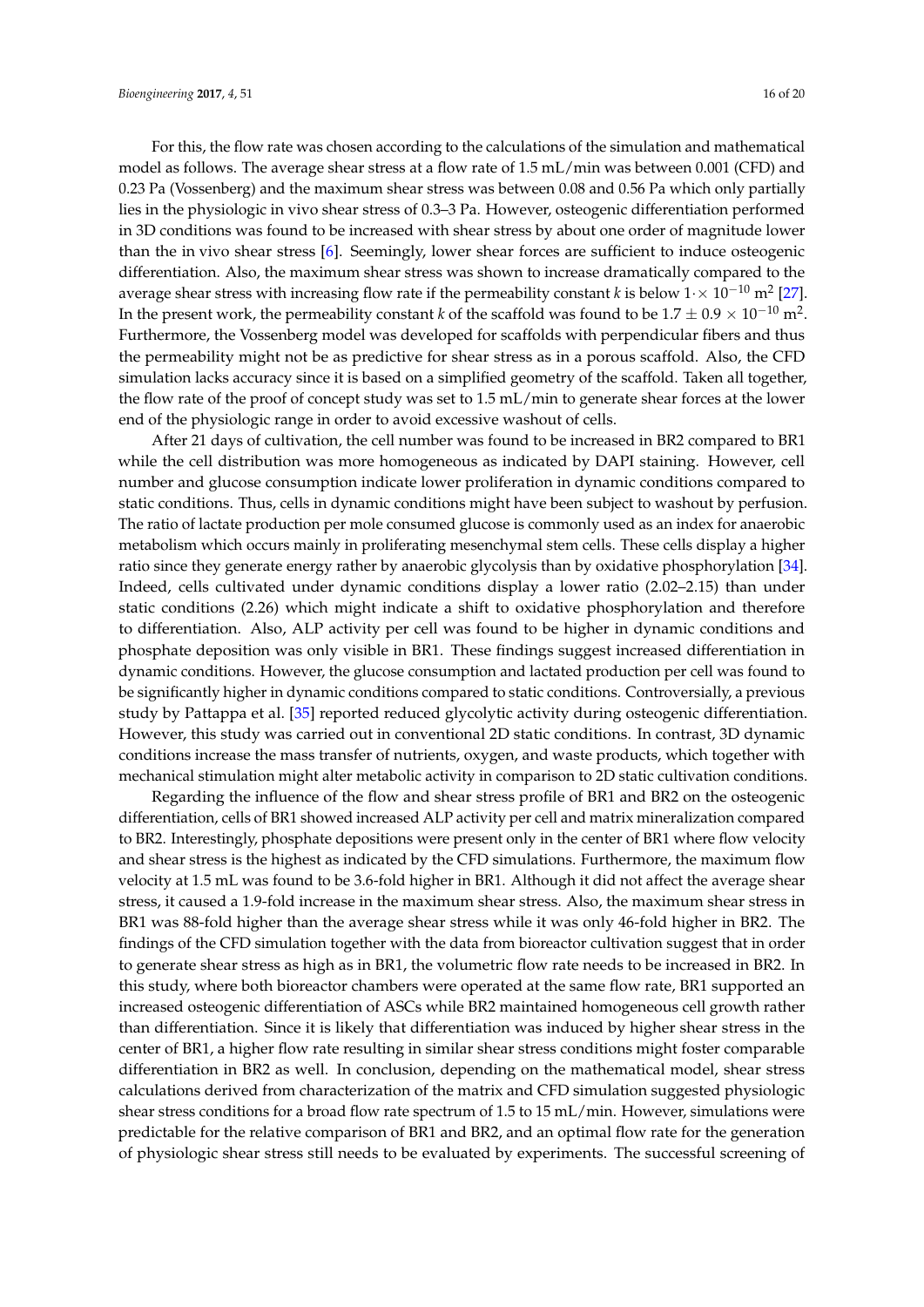For this, the flow rate was chosen according to the calculations of the simulation and mathematical model as follows. The average shear stress at a flow rate of 1.5 mL/min was between 0.001 (CFD) and 0.23 Pa (Vossenberg) and the maximum shear stress was between 0.08 and 0.56 Pa which only partially lies in the physiologic in vivo shear stress of 0.3–3 Pa. However, osteogenic differentiation performed in 3D conditions was found to be increased with shear stress by about one order of magnitude lower than the in vivo shear stress [6]. Seemingly, lower shear forces are sufficient to induce osteogenic differentiation. Also, the maximum shear stress was shown to increase dramatically compared to the average shear stress with increasing flow rate if the permeability constant $k$ is below $1 \cdot \times 10^{-10}$ m$^2$ [27]. In the present work, the permeability constant $k$ of the scaffold was found to be $1.7 \pm 0.9 \times 10^{-10}$ m$^2$. Furthermore, the Vossenberg model was developed for scaffolds with perpendicular fibers and thus the permeability might not be as predictive for shear stress as in a porous scaffold. Also, the CFD simulation lacks accuracy since it is based on a simplified geometry of the scaffold. Taken all together, the flow rate of the proof of concept study was set to 1.5 mL/min to generate shear forces at the lower end of the physiologic range in order to avoid excessive washout of cells.

After 21 days of cultivation, the cell number was found to be increased in BR2 compared to BR1 while the cell distribution was more homogeneous as indicated by DAPI staining. However, cell number and glucose consumption indicate lower proliferation in dynamic conditions compared to static conditions. Thus, cells in dynamic conditions might have been subject to washout by perfusion. The ratio of lactate production per mole consumed glucose is commonly used as an index for anaerobic metabolism which occurs mainly in proliferating mesenchymal stem cells. These cells display a higher ratio since they generate energy rather by anaerobic glycolysis than by oxidative phosphorylation [34]. Indeed, cells cultivated under dynamic conditions display a lower ratio (2.02–2.15) than under static conditions (2.26) which might indicate a shift to oxidative phosphorylation and therefore to differentiation. Also, ALP activity per cell was found to be higher in dynamic conditions and phosphate deposition was only visible in BR1. These findings suggest increased differentiation in dynamic conditions. However, the glucose consumption and lactated production per cell was found to be significantly higher in dynamic conditions compared to static conditions. Controversially, a previous study by Pattappa et al. [35] reported reduced glycolytic activity during osteogenic differentiation. However, this study was carried out in conventional 2D static conditions. In contrast, 3D dynamic conditions increase the mass transfer of nutrients, oxygen, and waste products, which together with mechanical stimulation might alter metabolic activity in comparison to 2D static cultivation conditions.

Regarding the influence of the flow and shear stress profile of BR1 and BR2 on the osteogenic differentiation, cells of BR1 showed increased ALP activity per cell and matrix mineralization compared to BR2. Interestingly, phosphate depositions were present only in the center of BR1 where flow velocity and shear stress is the highest as indicated by the CFD simulations. Furthermore, the maximum flow velocity at 1.5 mL was found to be 3.6-fold higher in BR1. Although it did not affect the average shear stress, it caused a 1.9-fold increase in the maximum shear stress. Also, the maximum shear stress in BR1 was 88-fold higher than the average shear stress while it was only 46-fold higher in BR2. The findings of the CFD simulation together with the data from bioreactor cultivation suggest that in order to generate shear stress as high as in BR1, the volumetric flow rate needs to be increased in BR2. In this study, where both bioreactor chambers were operated at the same flow rate, BR1 supported an increased osteogenic differentiation of ASCs while BR2 maintained homogeneous cell growth rather than differentiation. Since it is likely that differentiation was induced by higher shear stress in the center of BR1, a higher flow rate resulting in similar shear stress conditions might foster comparable differentiation in BR2 as well. In conclusion, depending on the mathematical model, shear stress calculations derived from characterization of the matrix and CFD simulation suggested physiologic shear stress conditions for a broad flow rate spectrum of 1.5 to 15 mL/min. However, simulations were predictable for the relative comparison of BR1 and BR2, and an optimal flow rate for the generation of physiologic shear stress still needs to be evaluated by experiments. The successful screening of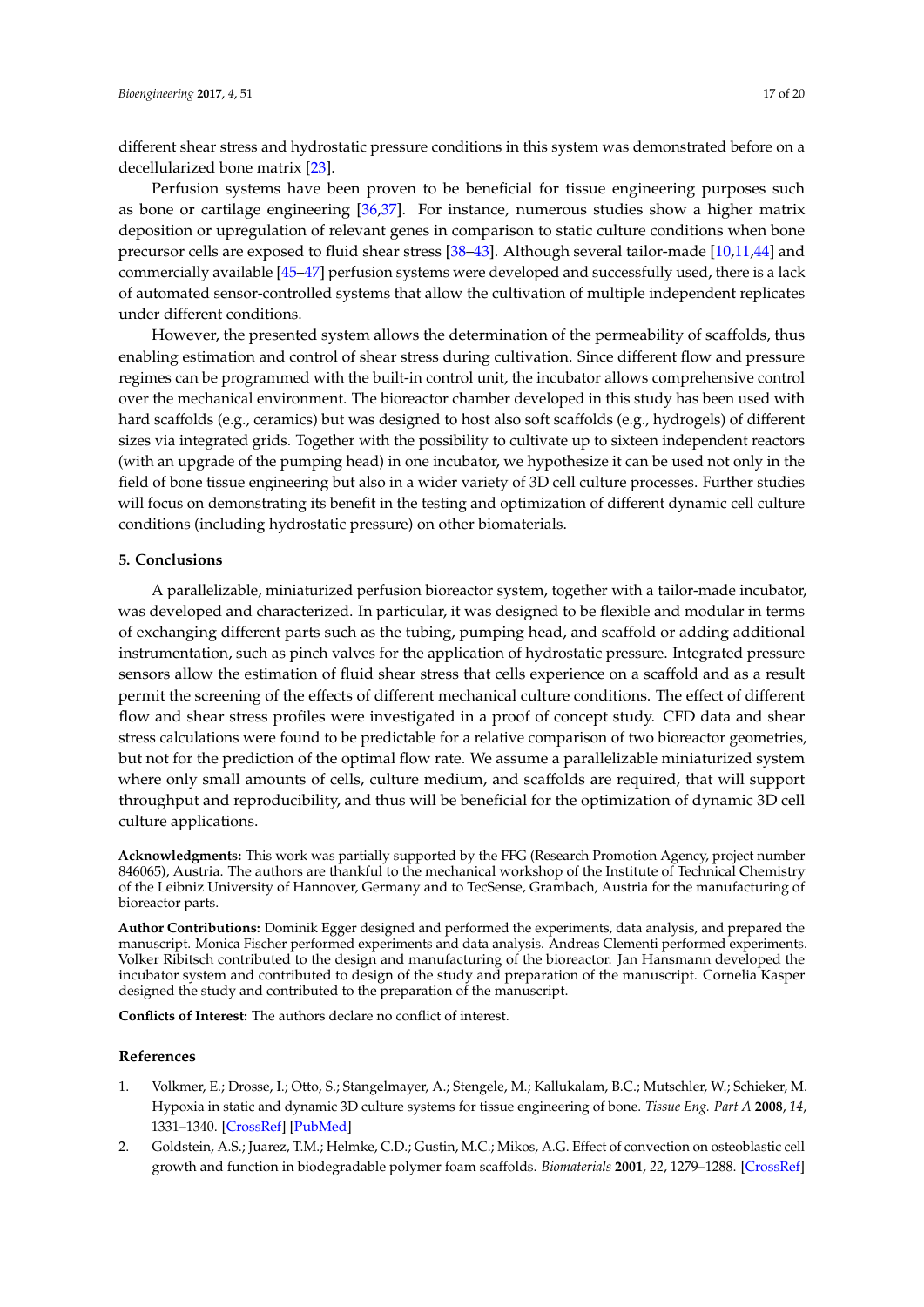different shear stress and hydrostatic pressure conditions in this system was demonstrated before on a decellularized bone matrix [23].

Perfusion systems have been proven to be beneficial for tissue engineering purposes such as bone or cartilage engineering [36,37]. For instance, numerous studies show a higher matrix deposition or upregulation of relevant genes in comparison to static culture conditions when bone precursor cells are exposed to fluid shear stress [38–43]. Although several tailor-made [10,11,44] and commercially available [45–47] perfusion systems were developed and successfully used, there is a lack of automated sensor-controlled systems that allow the cultivation of multiple independent replicates under different conditions.

However, the presented system allows the determination of the permeability of scaffolds, thus enabling estimation and control of shear stress during cultivation. Since different flow and pressure regimes can be programmed with the built-in control unit, the incubator allows comprehensive control over the mechanical environment. The bioreactor chamber developed in this study has been used with hard scaffolds (e.g., ceramics) but was designed to host also soft scaffolds (e.g., hydrogels) of different sizes via integrated grids. Together with the possibility to cultivate up to sixteen independent reactors (with an upgrade of the pumping head) in one incubator, we hypothesize it can be used not only in the field of bone tissue engineering but also in a wider variety of 3D cell culture processes. Further studies will focus on demonstrating its benefit in the testing and optimization of different dynamic cell culture conditions (including hydrostatic pressure) on other biomaterials.

## 5. Conclusions

A parallelizable, miniaturized perfusion bioreactor system, together with a tailor-made incubator, was developed and characterized. In particular, it was designed to be flexible and modular in terms of exchanging different parts such as the tubing, pumping head, and scaffold or adding additional instrumentation, such as pinch valves for the application of hydrostatic pressure. Integrated pressure sensors allow the estimation of fluid shear stress that cells experience on a scaffold and as a result permit the screening of the effects of different mechanical culture conditions. The effect of different flow and shear stress profiles were investigated in a proof of concept study. CFD data and shear stress calculations were found to be predictable for a relative comparison of two bioreactor geometries, but not for the prediction of the optimal flow rate. We assume a parallelizable miniaturized system where only small amounts of cells, culture medium, and scaffolds are required, that will support throughput and reproducibility, and thus will be beneficial for the optimization of dynamic 3D cell culture applications.

**Acknowledgments:** This work was partially supported by the FFG (Research Promotion Agency, project number 846065), Austria. The authors are thankful to the mechanical workshop of the Institute of Technical Chemistry of the Leibniz University of Hannover, Germany and to TecSense, Grambach, Austria for the manufacturing of bioreactor parts.

**Author Contributions:** Dominik Egger designed and performed the experiments, data analysis, and prepared the manuscript. Monica Fischer performed experiments and data analysis. Andreas Clementi performed experiments. Volker Ribitsch contributed to the design and manufacturing of the bioreactor. Jan Hansmann developed the incubator system and contributed to design of the study and preparation of the manuscript. Cornelia Kasper designed the study and contributed to the preparation of the manuscript.

**Conflicts of Interest:** The authors declare no conflict of interest.

## References

1. Volkmer, E.; Drosse, I.; Otto, S.; Stangelmayer, A.; Stengele, M.; Kallukalam, B.C.; Mutschler, W.; Schieker, M. Hypoxia in static and dynamic 3D culture systems for tissue engineering of bone. *Tissue Eng. Part A* **2008**, *14*, 1331–1340. [CrossRef] [PubMed]
2. Goldstein, A.S.; Juarez, T.M.; Helmke, C.D.; Gustin, M.C.; Mikos, A.G. Effect of convection on osteoblastic cell growth and function in biodegradable polymer foam scaffolds. *Biomaterials* **2001**, *22*, 1279–1288. [CrossRef]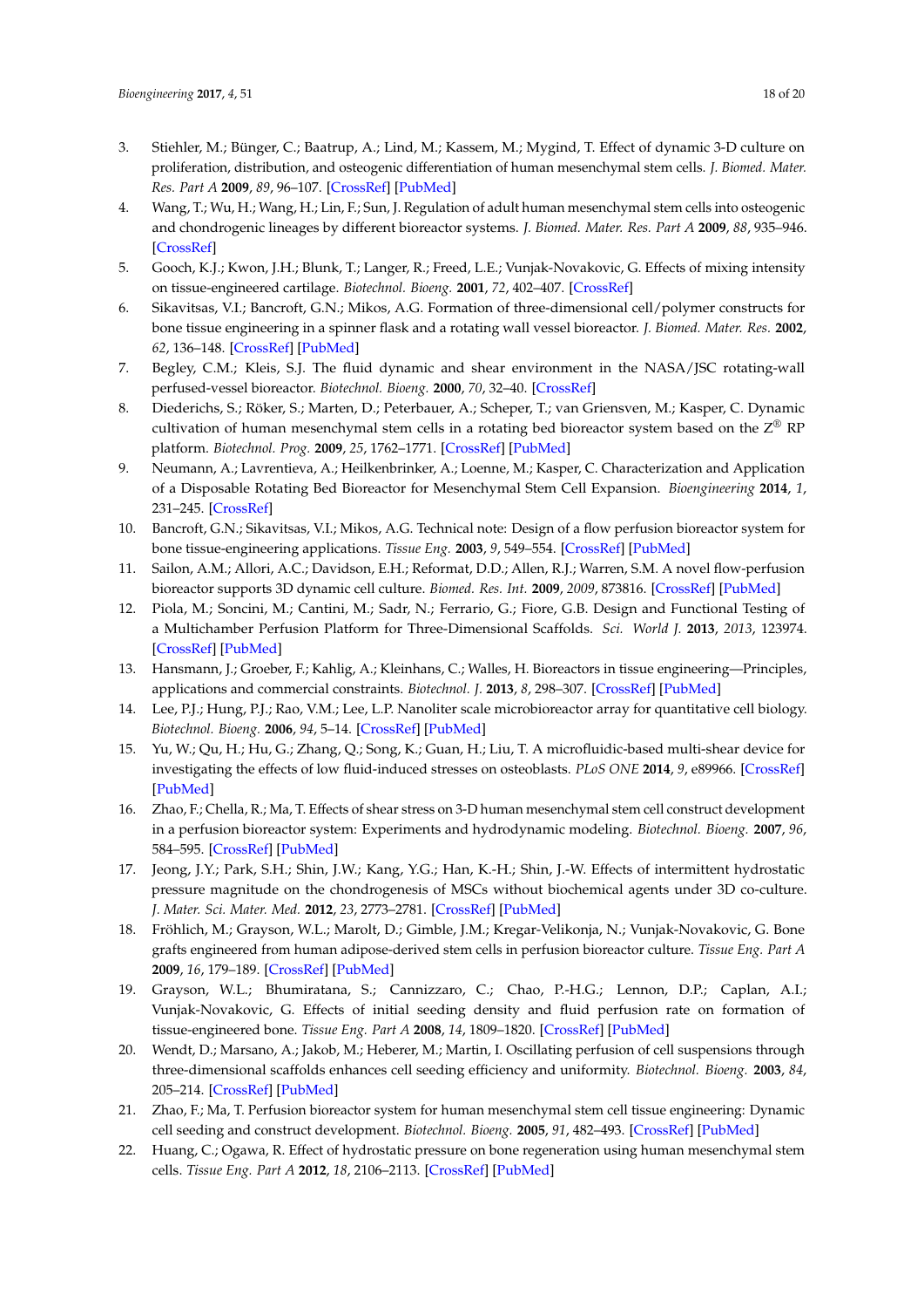3. Stiehler, M.; Bünger, C.; Baatrup, A.; Lind, M.; Kassem, M.; Mygind, T. Effect of dynamic 3-D culture on proliferation, distribution, and osteogenic differentiation of human mesenchymal stem cells. *J. Biomed. Mater. Res. Part A* **2009**, *89*, 96–107. [CrossRef] [PubMed]
4. Wang, T.; Wu, H.; Wang, H.; Lin, F.; Sun, J. Regulation of adult human mesenchymal stem cells into osteogenic and chondrogenic lineages by different bioreactor systems. *J. Biomed. Mater. Res. Part A* **2009**, *88*, 935–946. [CrossRef]
5. Gooch, K.J.; Kwon, J.H.; Blunk, T.; Langer, R.; Freed, L.E.; Vunjak-Novakovic, G. Effects of mixing intensity on tissue-engineered cartilage. *Biotechnol. Bioeng.* **2001**, *72*, 402–407. [CrossRef]
6. Sikavitsas, V.I.; Bancroft, G.N.; Mikos, A.G. Formation of three-dimensional cell/polymer constructs for bone tissue engineering in a spinner flask and a rotating wall vessel bioreactor. *J. Biomed. Mater. Res.* **2002**, *62*, 136–148. [CrossRef] [PubMed]
7. Begley, C.M.; Kleis, S.J. The fluid dynamic and shear environment in the NASA/JSC rotating-wall perfused-vessel bioreactor. *Biotechnol. Bioeng.* **2000**, *70*, 32–40. [CrossRef]
8. Diederichs, S.; Röker, S.; Marten, D.; Peterbauer, A.; Scheper, T.; van Griensven, M.; Kasper, C. Dynamic cultivation of human mesenchymal stem cells in a rotating bed bioreactor system based on the Z® RP platform. *Biotechnol. Prog.* **2009**, *25*, 1762–1771. [CrossRef] [PubMed]
9. Neumann, A.; Lavrentieva, A.; Heilkenbrinker, A.; Loenne, M.; Kasper, C. Characterization and Application of a Disposable Rotating Bed Bioreactor for Mesenchymal Stem Cell Expansion. *Bioengineering* **2014**, *1*, 231–245. [CrossRef]
10. Bancroft, G.N.; Sikavitsas, V.I.; Mikos, A.G. Technical note: Design of a flow perfusion bioreactor system for bone tissue-engineering applications. *Tissue Eng.* **2003**, *9*, 549–554. [CrossRef] [PubMed]
11. Sailon, A.M.; Allori, A.C.; Davidson, E.H.; Reformat, D.D.; Allen, R.J.; Warren, S.M. A novel flow-perfusion bioreactor supports 3D dynamic cell culture. *Biomed. Res. Int.* **2009**, *2009*, 873816. [CrossRef] [PubMed]
12. Piola, M.; Soncini, M.; Cantini, M.; Sadr, N.; Ferrario, G.; Fiore, G.B. Design and Functional Testing of a Multichamber Perfusion Platform for Three-Dimensional Scaffolds. *Sci. World J.* **2013**, *2013*, 123974. [CrossRef] [PubMed]
13. Hansmann, J.; Groeber, F.; Kahlig, A.; Kleinhans, C.; Walles, H. Bioreactors in tissue engineering—Principles, applications and commercial constraints. *Biotechnol. J.* **2013**, *8*, 298–307. [CrossRef] [PubMed]
14. Lee, P.J.; Hung, P.J.; Rao, V.M.; Lee, L.P. Nanoliter scale microbioreactor array for quantitative cell biology. *Biotechnol. Bioeng.* **2006**, *94*, 5–14. [CrossRef] [PubMed]
15. Yu, W.; Qu, H.; Hu, G.; Zhang, Q.; Song, K.; Guan, H.; Liu, T. A microfluidic-based multi-shear device for investigating the effects of low fluid-induced stresses on osteoblasts. *PLoS ONE* **2014**, *9*, e89966. [CrossRef] [PubMed]
16. Zhao, F.; Chella, R.; Ma, T. Effects of shear stress on 3-D human mesenchymal stem cell construct development in a perfusion bioreactor system: Experiments and hydrodynamic modeling. *Biotechnol. Bioeng.* **2007**, *96*, 584–595. [CrossRef] [PubMed]
17. Jeong, J.Y.; Park, S.H.; Shin, J.W.; Kang, Y.G.; Han, K.-H.; Shin, J.-W. Effects of intermittent hydrostatic pressure magnitude on the chondrogenesis of MSCs without biochemical agents under 3D co-culture. *J. Mater. Sci. Mater. Med.* **2012**, *23*, 2773–2781. [CrossRef] [PubMed]
18. Fröhlich, M.; Grayson, W.L.; Marolt, D.; Gimble, J.M.; Kregar-Velikonja, N.; Vunjak-Novakovic, G. Bone grafts engineered from human adipose-derived stem cells in perfusion bioreactor culture. *Tissue Eng. Part A* **2009**, *16*, 179–189. [CrossRef] [PubMed]
19. Grayson, W.L.; Bhumiratana, S.; Cannizzaro, C.; Chao, P.-H.G.; Lennon, D.P.; Caplan, A.I.; Vunjak-Novakovic, G. Effects of initial seeding density and fluid perfusion rate on formation of tissue-engineered bone. *Tissue Eng. Part A* **2008**, *14*, 1809–1820. [CrossRef] [PubMed]
20. Wendt, D.; Marsano, A.; Jakob, M.; Heberer, M.; Martin, I. Oscillating perfusion of cell suspensions through three-dimensional scaffolds enhances cell seeding efficiency and uniformity. *Biotechnol. Bioeng.* **2003**, *84*, 205–214. [CrossRef] [PubMed]
21. Zhao, F.; Ma, T. Perfusion bioreactor system for human mesenchymal stem cell tissue engineering: Dynamic cell seeding and construct development. *Biotechnol. Bioeng.* **2005**, *91*, 482–493. [CrossRef] [PubMed]
22. Huang, C.; Ogawa, R. Effect of hydrostatic pressure on bone regeneration using human mesenchymal stem cells. *Tissue Eng. Part A* **2012**, *18*, 2106–2113. [CrossRef] [PubMed]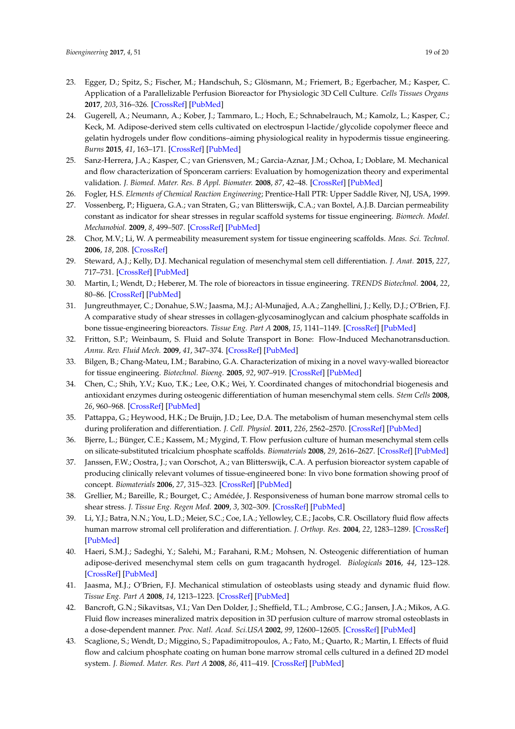23. Egger, D.; Spitz, S.; Fischer, M.; Handschuh, S.; Glösmann, M.; Friemert, B.; Egerbacher, M.; Kasper, C. Application of a Parallelizable Perfusion Bioreactor for Physiologic 3D Cell Culture. *Cells Tissues Organs* **2017**, *203*, 316–326. [CrossRef] [PubMed]
24. Gugerell, A.; Neumann, A.; Kober, J.; Tammaro, L.; Hoch, E.; Schnabelrauch, M.; Kamolz, L.; Kasper, C.; Keck, M. Adipose-derived stem cells cultivated on electrospun l-lactide/glycolide copolymer fleece and gelatin hydrogels under flow conditions–aiming physiological reality in hypodermis tissue engineering. *Burns* **2015**, *41*, 163–171. [CrossRef] [PubMed]
25. Sanz-Herrera, J.A.; Kasper, C.; van Griensven, M.; Garcia-Aznar, J.M.; Ochoa, I.; Doblare, M. Mechanical and flow characterization of Sponceram carriers: Evaluation by homogenization theory and experimental validation. *J. Biomed. Mater. Res. B Appl. Biomater.* **2008**, *87*, 42–48. [CrossRef] [PubMed]
26. Fogler, H.S. *Elements of Chemical Reaction Engineering*; Prentice-Hall PTR: Upper Saddle River, NJ, USA, 1999.
27. Vossenberg, P.; Higuera, G.A.; van Straten, G.; van Blitterswijk, C.A.; van Boxtel, A.J.B. Darcian permeability constant as indicator for shear stresses in regular scaffold systems for tissue engineering. *Biomech. Model. Mechanobiol.* **2009**, *8*, 499–507. [CrossRef] [PubMed]
28. Chor, M.V.; Li, W. A permeability measurement system for tissue engineering scaffolds. *Meas. Sci. Technol.* **2006**, *18*, 208. [CrossRef]
29. Steward, A.J.; Kelly, D.J. Mechanical regulation of mesenchymal stem cell differentiation. *J. Anat.* **2015**, *227*, 717–731. [CrossRef] [PubMed]
30. Martin, I.; Wendt, D.; Heberer, M. The role of bioreactors in tissue engineering. *TRENDS Biotechnol.* **2004**, *22*, 80–86. [CrossRef] [PubMed]
31. Jungreuthmayer, C.; Donahue, S.W.; Jaasma, M.J.; Al-Munajjed, A.A.; Zanghellini, J.; Kelly, D.J.; O'Brien, F.J. A comparative study of shear stresses in collagen-glycosaminoglycan and calcium phosphate scaffolds in bone tissue-engineering bioreactors. *Tissue Eng. Part A* **2008**, *15*, 1141–1149. [CrossRef] [PubMed]
32. Fritton, S.P.; Weinbaum, S. Fluid and Solute Transport in Bone: Flow-Induced Mechanotransduction. *Annu. Rev. Fluid Mech.* **2009**, *41*, 347–374. [CrossRef] [PubMed]
33. Bilgen, B.; Chang-Mateu, I.M.; Barabino, G.A. Characterization of mixing in a novel wavy-walled bioreactor for tissue engineering. *Biotechnol. Bioeng.* **2005**, *92*, 907–919. [CrossRef] [PubMed]
34. Chen, C.; Shih, Y.V.; Kuo, T.K.; Lee, O.K.; Wei, Y. Coordinated changes of mitochondrial biogenesis and antioxidant enzymes during osteogenic differentiation of human mesenchymal stem cells. *Stem Cells* **2008**, *26*, 960–968. [CrossRef] [PubMed]
35. Pattappa, G.; Heywood, H.K.; De Bruijn, J.D.; Lee, D.A. The metabolism of human mesenchymal stem cells during proliferation and differentiation. *J. Cell. Physiol.* **2011**, *226*, 2562–2570. [CrossRef] [PubMed]
36. Bjerre, L.; Bünger, C.E.; Kassem, M.; Mygind, T. Flow perfusion culture of human mesenchymal stem cells on silicate-substituted tricalcium phosphate scaffolds. *Biomaterials* **2008**, *29*, 2616–2627. [CrossRef] [PubMed]
37. Janssen, F.W.; Oostra, J.; van Oorschot, A.; van Blitterswijk, C.A. A perfusion bioreactor system capable of producing clinically relevant volumes of tissue-engineered bone: In vivo bone formation showing proof of concept. *Biomaterials* **2006**, *27*, 315–323. [CrossRef] [PubMed]
38. Grellier, M.; Bareille, R.; Bourget, C.; Amédée, J. Responsiveness of human bone marrow stromal cells to shear stress. *J. Tissue Eng. Regen Med.* **2009**, *3*, 302–309. [CrossRef] [PubMed]
39. Li, Y.J.; Batra, N.N.; You, L.D.; Meier, S.C.; Coe, I.A.; Yellowley, C.E.; Jacobs, C.R. Oscillatory fluid flow affects human marrow stromal cell proliferation and differentiation. *J. Orthop. Res.* **2004**, *22*, 1283–1289. [CrossRef] [PubMed]
40. Haeri, S.M.J.; Sadeghi, Y.; Salehi, M.; Farahani, R.M.; Mohsen, N. Osteogenic differentiation of human adipose-derived mesenchymal stem cells on gum tragacanth hydrogel. *Biologicals* **2016**, *44*, 123–128. [CrossRef] [PubMed]
41. Jaasma, M.J.; O'Brien, F.J. Mechanical stimulation of osteoblasts using steady and dynamic fluid flow. *Tissue Eng. Part A* **2008**, *14*, 1213–1223. [CrossRef] [PubMed]
42. Bancroft, G.N.; Sikavitsas, V.I.; Van Den Dolder, J.; Sheffield, T.L.; Ambrose, C.G.; Jansen, J.A.; Mikos, A.G. Fluid flow increases mineralized matrix deposition in 3D perfusion culture of marrow stromal osteoblasts in a dose-dependent manner. *Proc. Natl. Acad. Sci.USA* **2002**, *99*, 12600–12605. [CrossRef] [PubMed]
43. Scaglione, S.; Wendt, D.; Miggino, S.; Papadimitropoulos, A.; Fato, M.; Quarto, R.; Martin, I. Effects of fluid flow and calcium phosphate coating on human bone marrow stromal cells cultured in a defined 2D model system. *J. Biomed. Mater. Res. Part A* **2008**, *86*, 411–419. [CrossRef] [PubMed]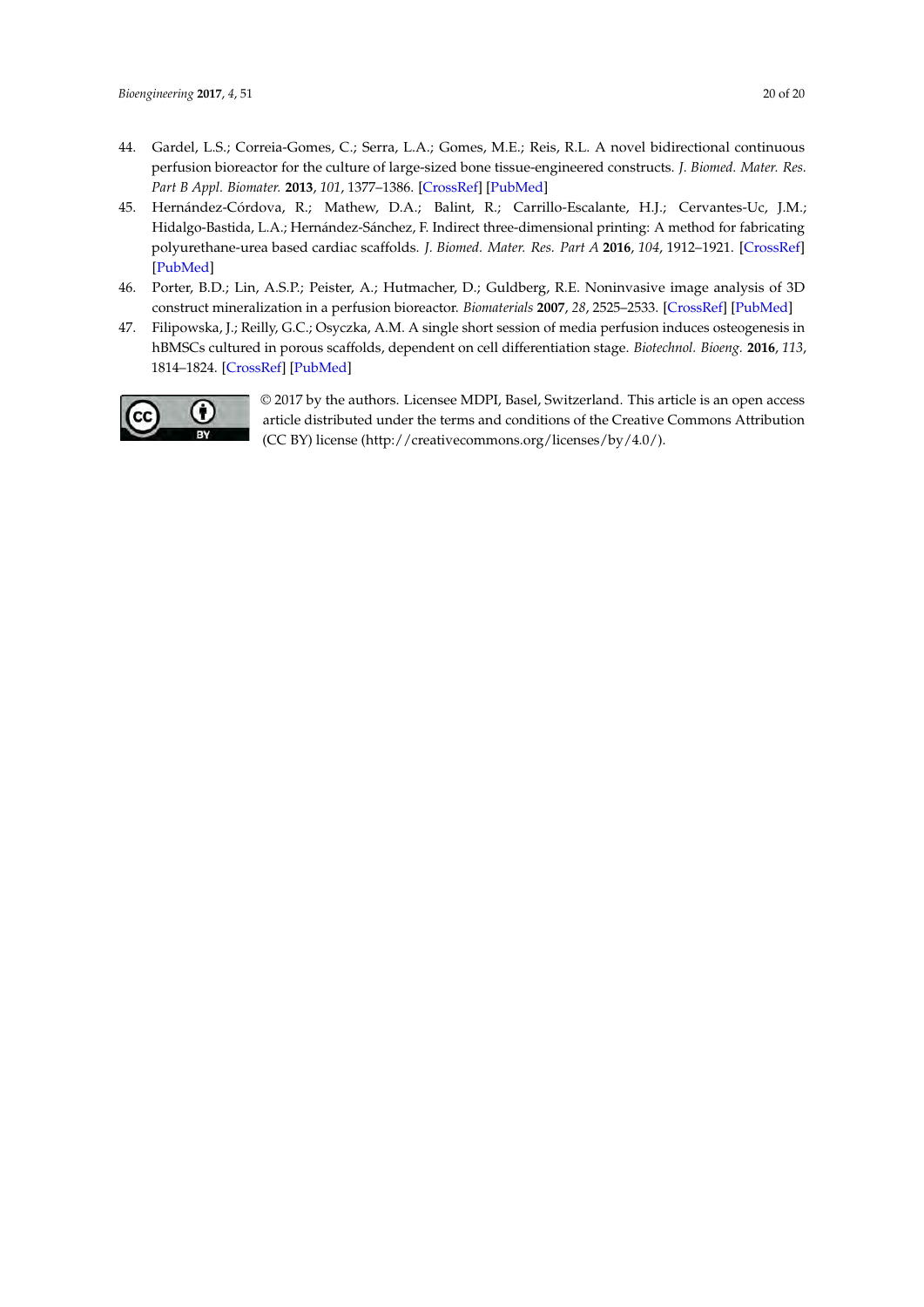44. Gardel, L.S.; Correia-Gomes, C.; Serra, L.A.; Gomes, M.E.; Reis, R.L. A novel bidirectional continuous perfusion bioreactor for the culture of large-sized bone tissue-engineered constructs. *J. Biomed. Mater. Res. Part B Appl. Biomater.* **2013**, *101*, 1377–1386. [CrossRef] [PubMed]
45. Hernández-Córdova, R.; Mathew, D.A.; Balint, R.; Carrillo-Escalante, H.J.; Cervantes-Uc, J.M.; Hidalgo-Bastida, L.A.; Hernández-Sánchez, F. Indirect three-dimensional printing: A method for fabricating polyurethane-urea based cardiac scaffolds. *J. Biomed. Mater. Res. Part A* **2016**, *104*, 1912–1921. [CrossRef] [PubMed]
46. Porter, B.D.; Lin, A.S.P.; Peister, A.; Hutmacher, D.; Guldberg, R.E. Noninvasive image analysis of 3D construct mineralization in a perfusion bioreactor. *Biomaterials* **2007**, *28*, 2525–2533. [CrossRef] [PubMed]
47. Filipowska, J.; Reilly, G.C.; Osyczka, A.M. A single short session of media perfusion induces osteogenesis in hBMSCs cultured in porous scaffolds, dependent on cell differentiation stage. *Biotechnol. Bioeng.* **2016**, *113*, 1814–1824. [CrossRef] [PubMed]

© 2017 by the authors. Licensee MDPI, Basel, Switzerland. This article is an open access article distributed under the terms and conditions of the Creative Commons Attribution (CC BY) license (http://creativecommons.org/licenses/by/4.0/).